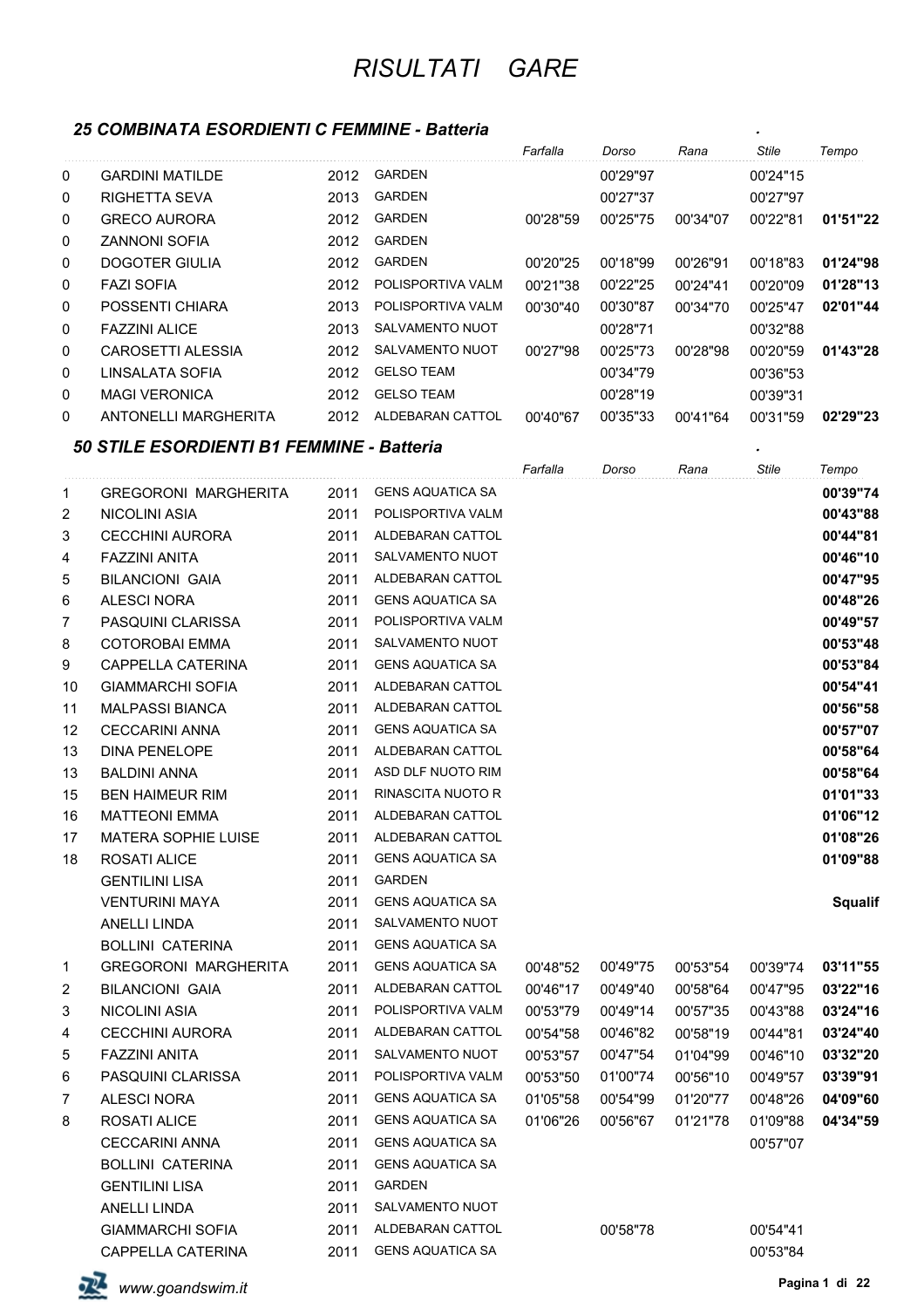# RISULTATI GARE

### 25 COMBINATA ESORDIENTI C FEMMINE - Batteria

| | | | | Farfalla | Dorso | Rana | Stile | Tempo |
|---|---|---|---|---|---|---|---|---|
| 0 | GARDINI MATILDE | 2012 | GARDEN | | 00'29"97 | | 00'24"15 | |
| 0 | RIGHETTA SEVA | 2013 | GARDEN | | 00'27"37 | | 00'27"97 | |
| 0 | GRECO AURORA | 2012 | GARDEN | 00'28"59 | 00'25"75 | 00'34"07 | 00'22"81 | **01'51"22** |
| 0 | ZANNONI SOFIA | 2012 | GARDEN | | | | | |
| 0 | DOGOTER GIULIA | 2012 | GARDEN | 00'20"25 | 00'18"99 | 00'26"91 | 00'18"83 | **01'24"98** |
| 0 | FAZI SOFIA | 2012 | POLISPORTIVA VALM | 00'21"38 | 00'22"25 | 00'24"41 | 00'20"09 | **01'28"13** |
| 0 | POSSENTI CHIARA | 2013 | POLISPORTIVA VALM | 00'30"40 | 00'30"87 | 00'34"70 | 00'25"47 | **02'01"44** |
| 0 | FAZZINI ALICE | 2013 | SALVAMENTO NUOT | | 00'28"71 | | 00'32"88 | |
| 0 | CAROSETTI ALESSIA | 2012 | SALVAMENTO NUOT | 00'27"98 | 00'25"73 | 00'28"98 | 00'20"59 | **01'43"28** |
| 0 | LINSALATA SOFIA | 2012 | GELSO TEAM | | 00'34"79 | | 00'36"53 | |
| 0 | MAGI VERONICA | 2012 | GELSO TEAM | | 00'28"19 | | 00'39"31 | |
| 0 | ANTONELLI MARGHERITA | 2012 | ALDEBARAN CATTOL | 00'40"67 | 00'35"33 | 00'41"64 | 00'31"59 | **02'29"23** |

### 50 STILE ESORDIENTI B1 FEMMINE - Batteria

| | | | | Farfalla | Dorso | Rana | Stile | Tempo |
|---|---|---|---|---|---|---|---|---|
| 1 | GREGORONI MARGHERITA | 2011 | GENS AQUATICA SA | | | | | **00'39"74** |
| 2 | NICOLINI ASIA | 2011 | POLISPORTIVA VALM | | | | | **00'43"88** |
| 3 | CECCHINI AURORA | 2011 | ALDEBARAN CATTOL | | | | | **00'44"81** |
| 4 | FAZZINI ANITA | 2011 | SALVAMENTO NUOT | | | | | **00'46"10** |
| 5 | BILANCIONI GAIA | 2011 | ALDEBARAN CATTOL | | | | | **00'47"95** |
| 6 | ALESCI NORA | 2011 | GENS AQUATICA SA | | | | | **00'48"26** |
| 7 | PASQUINI CLARISSA | 2011 | POLISPORTIVA VALM | | | | | **00'49"57** |
| 8 | COTOROBAI EMMA | 2011 | SALVAMENTO NUOT | | | | | **00'53"48** |
| 9 | CAPPELLA CATERINA | 2011 | GENS AQUATICA SA | | | | | **00'53"84** |
| 10 | GIAMMARCHI SOFIA | 2011 | ALDEBARAN CATTOL | | | | | **00'54"41** |
| 11 | MALPASSI BIANCA | 2011 | ALDEBARAN CATTOL | | | | | **00'56"58** |
| 12 | CECCARINI ANNA | 2011 | GENS AQUATICA SA | | | | | **00'57"07** |
| 13 | DINA PENELOPE | 2011 | ALDEBARAN CATTOL | | | | | **00'58"64** |
| 13 | BALDINI ANNA | 2011 | ASD DLF NUOTO RIM | | | | | **00'58"64** |
| 15 | BEN HAIMEUR RIM | 2011 | RINASCITA NUOTO R | | | | | **01'01"33** |
| 16 | MATTEONI EMMA | 2011 | ALDEBARAN CATTOL | | | | | **01'06"12** |
| 17 | MATERA SOPHIE LUISE | 2011 | ALDEBARAN CATTOL | | | | | **01'08"26** |
| 18 | ROSATI ALICE | 2011 | GENS AQUATICA SA | | | | | **01'09"88** |
| | GENTILINI LISA | 2011 | GARDEN | | | | | |
| | VENTURINI MAYA | 2011 | GENS AQUATICA SA | | | | | **Squalif** |
| | ANELLI LINDA | 2011 | SALVAMENTO NUOT | | | | | |
| | BOLLINI CATERINA | 2011 | GENS AQUATICA SA | | | | | |
| 1 | GREGORONI MARGHERITA | 2011 | GENS AQUATICA SA | 00'48"52 | 00'49"75 | 00'53"54 | 00'39"74 | **03'11"55** |
| 2 | BILANCIONI GAIA | 2011 | ALDEBARAN CATTOL | 00'46"17 | 00'49"40 | 00'58"64 | 00'47"95 | **03'22"16** |
| 3 | NICOLINI ASIA | 2011 | POLISPORTIVA VALM | 00'53"79 | 00'49"14 | 00'57"35 | 00'43"88 | **03'24"16** |
| 4 | CECCHINI AURORA | 2011 | ALDEBARAN CATTOL | 00'54"58 | 00'46"82 | 00'58"19 | 00'44"81 | **03'24"40** |
| 5 | FAZZINI ANITA | 2011 | SALVAMENTO NUOT | 00'53"57 | 00'47"54 | 01'04"99 | 00'46"10 | **03'32"20** |
| 6 | PASQUINI CLARISSA | 2011 | POLISPORTIVA VALM | 00'53"50 | 01'00"74 | 00'56"10 | 00'49"57 | **03'39"91** |
| 7 | ALESCI NORA | 2011 | GENS AQUATICA SA | 01'05"58 | 00'54"99 | 01'20"77 | 00'48"26 | **04'09"60** |
| 8 | ROSATI ALICE | 2011 | GENS AQUATICA SA | 01'06"26 | 00'56"67 | 01'21"78 | 01'09"88 | **04'34"59** |
| | CECCARINI ANNA | 2011 | GENS AQUATICA SA | | | | 00'57"07 | |
| | BOLLINI CATERINA | 2011 | GENS AQUATICA SA | | | | | |
| | GENTILINI LISA | 2011 | GARDEN | | | | | |
| | ANELLI LINDA | 2011 | SALVAMENTO NUOT | | | | | |
| | GIAMMARCHI SOFIA | 2011 | ALDEBARAN CATTOL | | 00'58"78 | | 00'54"41 | |
| | CAPPELLA CATERINA | 2011 | GENS AQUATICA SA | | | | 00'53"84 | |

www.goandswim.it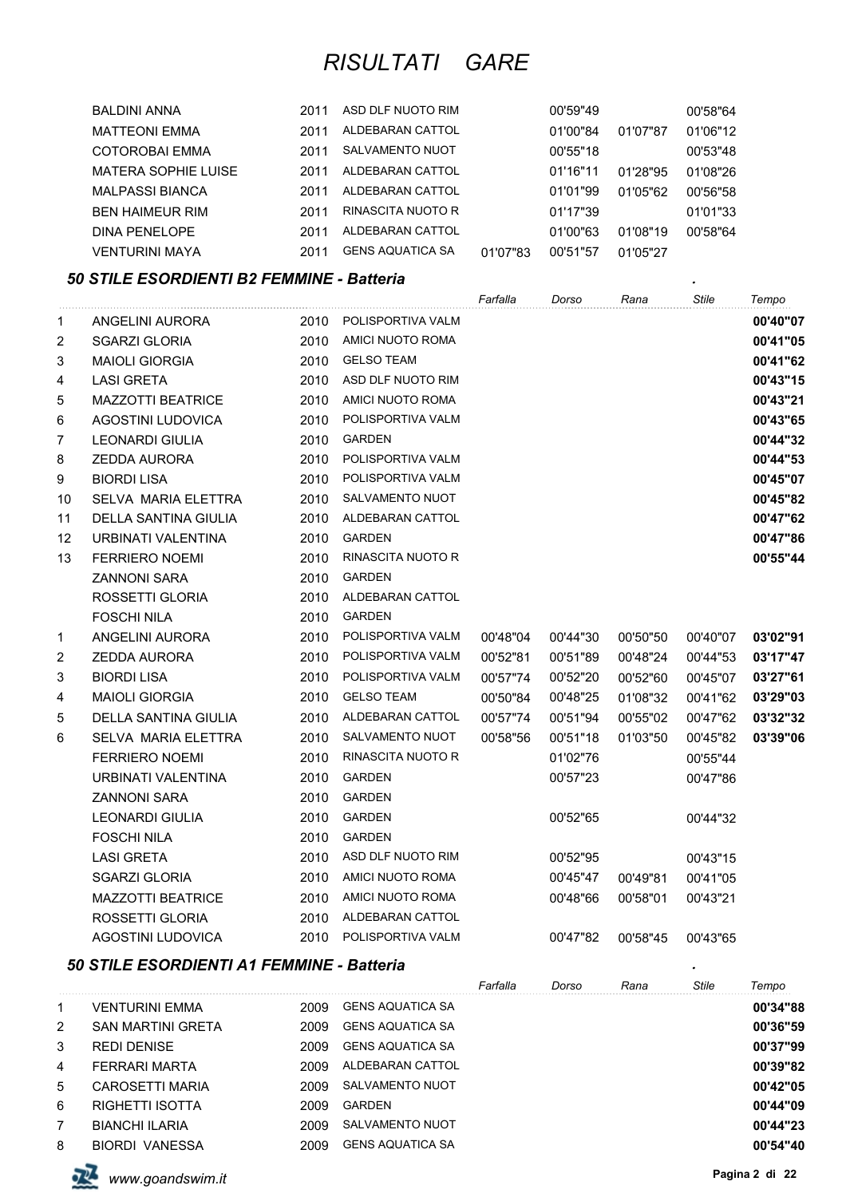| | Nome | Anno | Società | Farfalla | Dorso | Rana | Stile | Tempo |
|---|---|---|---|---|---|---|---|---|
| | BALDINI ANNA | 2011 | ASD DLF NUOTO RIM | | 00'59"49 | | 00'58"64 | |
| | MATTEONI EMMA | 2011 | ALDEBARAN CATTOL | | 01'00"84 | 01'07"87 | 01'06"12 | |
| | COTOROBAI EMMA | 2011 | SALVAMENTO NUOT | | 00'55"18 | | 00'53"48 | |
| | MATERA SOPHIE LUISE | 2011 | ALDEBARAN CATTOL | | 01'16"11 | 01'28"95 | 01'08"26 | |
| | MALPASSI BIANCA | 2011 | ALDEBARAN CATTOL | | 01'01"99 | 01'05"62 | 00'56"58 | |
| | BEN HAIMEUR RIM | 2011 | RINASCITA NUOTO R | | 01'17"39 | | 01'01"33 | |
| | DINA PENELOPE | 2011 | ALDEBARAN CATTOL | | 01'00"63 | 01'08"19 | 00'58"64 | |
| | VENTURINI MAYA | 2011 | GENS AQUATICA SA | 01'07"83 | 00'51"57 | 01'05"27 | | |

### *50 STILE ESORDIENTI B2 FEMMINE - Batteria*

| | Nome | Anno | Società | Farfalla | Dorso | Rana | Stile | Tempo |
|---|---|---|---|---|---|---|---|---|
| 1 | ANGELINI AURORA | 2010 | POLISPORTIVA VALM | | | | | **00'40"07** |
| 2 | SGARZI GLORIA | 2010 | AMICI NUOTO ROMA | | | | | **00'41"05** |
| 3 | MAIOLI GIORGIA | 2010 | GELSO TEAM | | | | | **00'41"62** |
| 4 | LASI GRETA | 2010 | ASD DLF NUOTO RIM | | | | | **00'43"15** |
| 5 | MAZZOTTI BEATRICE | 2010 | AMICI NUOTO ROMA | | | | | **00'43"21** |
| 6 | AGOSTINI LUDOVICA | 2010 | POLISPORTIVA VALM | | | | | **00'43"65** |
| 7 | LEONARDI GIULIA | 2010 | GARDEN | | | | | **00'44"32** |
| 8 | ZEDDA AURORA | 2010 | POLISPORTIVA VALM | | | | | **00'44"53** |
| 9 | BIORDI LISA | 2010 | POLISPORTIVA VALM | | | | | **00'45"07** |
| 10 | SELVA MARIA ELETTRA | 2010 | SALVAMENTO NUOT | | | | | **00'45"82** |
| 11 | DELLA SANTINA GIULIA | 2010 | ALDEBARAN CATTOL | | | | | **00'47"62** |
| 12 | URBINATI VALENTINA | 2010 | GARDEN | | | | | **00'47"86** |
| 13 | FERRIERO NOEMI | 2010 | RINASCITA NUOTO R | | | | | **00'55"44** |
| | ZANNONI SARA | 2010 | GARDEN | | | | | |
| | ROSSETTI GLORIA | 2010 | ALDEBARAN CATTOL | | | | | |
| | FOSCHI NILA | 2010 | GARDEN | | | | | |
| 1 | ANGELINI AURORA | 2010 | POLISPORTIVA VALM | 00'48"04 | 00'44"30 | 00'50"50 | 00'40"07 | **03'02"91** |
| 2 | ZEDDA AURORA | 2010 | POLISPORTIVA VALM | 00'52"81 | 00'51"89 | 00'48"24 | 00'44"53 | **03'17"47** |
| 3 | BIORDI LISA | 2010 | POLISPORTIVA VALM | 00'57"74 | 00'52"20 | 00'52"60 | 00'45"07 | **03'27"61** |
| 4 | MAIOLI GIORGIA | 2010 | GELSO TEAM | 00'50"84 | 00'48"25 | 01'08"32 | 00'41"62 | **03'29"03** |
| 5 | DELLA SANTINA GIULIA | 2010 | ALDEBARAN CATTOL | 00'57"74 | 00'51"94 | 00'55"02 | 00'47"62 | **03'32"32** |
| 6 | SELVA MARIA ELETTRA | 2010 | SALVAMENTO NUOT | 00'58"56 | 00'51"18 | 01'03"50 | 00'45"82 | **03'39"06** |
| | FERRIERO NOEMI | 2010 | RINASCITA NUOTO R | | 01'02"76 | | 00'55"44 | |
| | URBINATI VALENTINA | 2010 | GARDEN | | 00'57"23 | | 00'47"86 | |
| | ZANNONI SARA | 2010 | GARDEN | | | | | |
| | LEONARDI GIULIA | 2010 | GARDEN | | 00'52"65 | | 00'44"32 | |
| | FOSCHI NILA | 2010 | GARDEN | | | | | |
| | LASI GRETA | 2010 | ASD DLF NUOTO RIM | | 00'52"95 | | 00'43"15 | |
| | SGARZI GLORIA | 2010 | AMICI NUOTO ROMA | | 00'45"47 | 00'49"81 | 00'41"05 | |
| | MAZZOTTI BEATRICE | 2010 | AMICI NUOTO ROMA | | 00'48"66 | 00'58"01 | 00'43"21 | |
| | ROSSETTI GLORIA | 2010 | ALDEBARAN CATTOL | | | | | |
| | AGOSTINI LUDOVICA | 2010 | POLISPORTIVA VALM | | 00'47"82 | 00'58"45 | 00'43"65 | |

### *50 STILE ESORDIENTI A1 FEMMINE - Batteria*

| | Nome | Anno | Società | Farfalla | Dorso | Rana | Stile | Tempo |
|---|---|---|---|---|---|---|---|---|
| 1 | VENTURINI EMMA | 2009 | GENS AQUATICA SA | | | | | **00'34"88** |
| 2 | SAN MARTINI GRETA | 2009 | GENS AQUATICA SA | | | | | **00'36"59** |
| 3 | REDI DENISE | 2009 | GENS AQUATICA SA | | | | | **00'37"99** |
| 4 | FERRARI MARTA | 2009 | ALDEBARAN CATTOL | | | | | **00'39"82** |
| 5 | CAROSETTI MARIA | 2009 | SALVAMENTO NUOT | | | | | **00'42"05** |
| 6 | RIGHETTI ISOTTA | 2009 | GARDEN | | | | | **00'44"09** |
| 7 | BIANCHI ILARIA | 2009 | SALVAMENTO NUOT | | | | | **00'44"23** |
| 8 | BIORDI VANESSA | 2009 | GENS AQUATICA SA | | | | | **00'54"40** |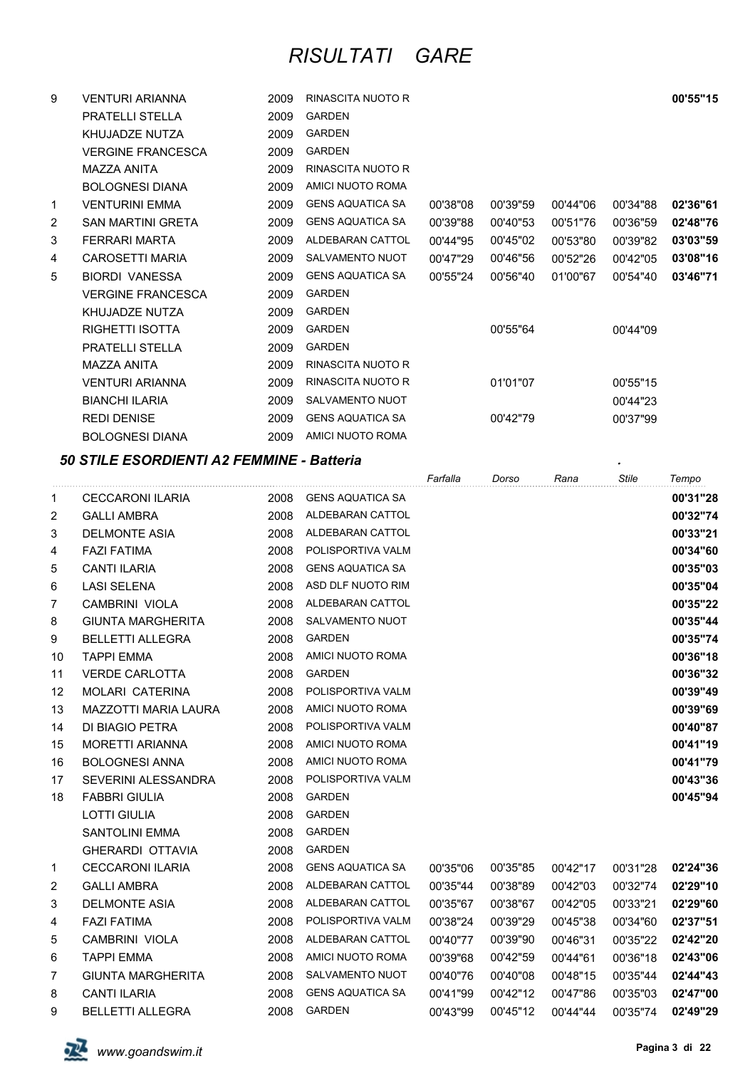# RISULTATI GARE

| Pos | Nome | Anno | Società | Farfalla | Dorso | Rana | Stile | Tempo |
|---|---|---|---|---|---|---|---|---|
| 9 | VENTURI ARIANNA | 2009 | RINASCITA NUOTO R | | | | | **00'55"15** |
| | PRATELLI STELLA | 2009 | GARDEN | | | | | |
| | KHUJADZE NUTZA | 2009 | GARDEN | | | | | |
| | VERGINE FRANCESCA | 2009 | GARDEN | | | | | |
| | MAZZA ANITA | 2009 | RINASCITA NUOTO R | | | | | |
| | BOLOGNESI DIANA | 2009 | AMICI NUOTO ROMA | | | | | |
| 1 | VENTURINI EMMA | 2009 | GENS AQUATICA SA | 00'38"08 | 00'39"59 | 00'44"06 | 00'34"88 | **02'36"61** |
| 2 | SAN MARTINI GRETA | 2009 | GENS AQUATICA SA | 00'39"88 | 00'40"53 | 00'51"76 | 00'36"59 | **02'48"76** |
| 3 | FERRARI MARTA | 2009 | ALDEBARAN CATTOL | 00'44"95 | 00'45"02 | 00'53"80 | 00'39"82 | **03'03"59** |
| 4 | CAROSETTI MARIA | 2009 | SALVAMENTO NUOT | 00'47"29 | 00'46"56 | 00'52"26 | 00'42"05 | **03'08"16** |
| 5 | BIORDI VANESSA | 2009 | GENS AQUATICA SA | 00'55"24 | 00'56"40 | 01'00"67 | 00'54"40 | **03'46"71** |
| | VERGINE FRANCESCA | 2009 | GARDEN | | | | | |
| | KHUJADZE NUTZA | 2009 | GARDEN | | | | | |
| | RIGHETTI ISOTTA | 2009 | GARDEN | | 00'55"64 | | 00'44"09 | |
| | PRATELLI STELLA | 2009 | GARDEN | | | | | |
| | MAZZA ANITA | 2009 | RINASCITA NUOTO R | | | | | |
| | VENTURI ARIANNA | 2009 | RINASCITA NUOTO R | | 01'01"07 | | 00'55"15 | |
| | BIANCHI ILARIA | 2009 | SALVAMENTO NUOT | | | | 00'44"23 | |
| | REDI DENISE | 2009 | GENS AQUATICA SA | | 00'42"79 | | 00'37"99 | |
| | BOLOGNESI DIANA | 2009 | AMICI NUOTO ROMA | | | | | |

### *50 STILE ESORDIENTI A2 FEMMINE - Batteria*

| Pos | Nome | Anno | Società | Farfalla | Dorso | Rana | Stile | Tempo |
|---|---|---|---|---|---|---|---|---|
| 1 | CECCARONI ILARIA | 2008 | GENS AQUATICA SA | | | | | **00'31"28** |
| 2 | GALLI AMBRA | 2008 | ALDEBARAN CATTOL | | | | | **00'32"74** |
| 3 | DELMONTE ASIA | 2008 | ALDEBARAN CATTOL | | | | | **00'33"21** |
| 4 | FAZI FATIMA | 2008 | POLISPORTIVA VALM | | | | | **00'34"60** |
| 5 | CANTI ILARIA | 2008 | GENS AQUATICA SA | | | | | **00'35"03** |
| 6 | LASI SELENA | 2008 | ASD DLF NUOTO RIM | | | | | **00'35"04** |
| 7 | CAMBRINI VIOLA | 2008 | ALDEBARAN CATTOL | | | | | **00'35"22** |
| 8 | GIUNTA MARGHERITA | 2008 | SALVAMENTO NUOT | | | | | **00'35"44** |
| 9 | BELLETTI ALLEGRA | 2008 | GARDEN | | | | | **00'35"74** |
| 10 | TAPPI EMMA | 2008 | AMICI NUOTO ROMA | | | | | **00'36"18** |
| 11 | VERDE CARLOTTA | 2008 | GARDEN | | | | | **00'36"32** |
| 12 | MOLARI CATERINA | 2008 | POLISPORTIVA VALM | | | | | **00'39"49** |
| 13 | MAZZOTTI MARIA LAURA | 2008 | AMICI NUOTO ROMA | | | | | **00'39"69** |
| 14 | DI BIAGIO PETRA | 2008 | POLISPORTIVA VALM | | | | | **00'40"87** |
| 15 | MORETTI ARIANNA | 2008 | AMICI NUOTO ROMA | | | | | **00'41"19** |
| 16 | BOLOGNESI ANNA | 2008 | AMICI NUOTO ROMA | | | | | **00'41"79** |
| 17 | SEVERINI ALESSANDRA | 2008 | POLISPORTIVA VALM | | | | | **00'43"36** |
| 18 | FABBRI GIULIA | 2008 | GARDEN | | | | | **00'45"94** |
| | LOTTI GIULIA | 2008 | GARDEN | | | | | |
| | SANTOLINI EMMA | 2008 | GARDEN | | | | | |
| | GHERARDI OTTAVIA | 2008 | GARDEN | | | | | |
| 1 | CECCARONI ILARIA | 2008 | GENS AQUATICA SA | 00'35"06 | 00'35"85 | 00'42"17 | 00'31"28 | **02'24"36** |
| 2 | GALLI AMBRA | 2008 | ALDEBARAN CATTOL | 00'35"44 | 00'38"89 | 00'42"03 | 00'32"74 | **02'29"10** |
| 3 | DELMONTE ASIA | 2008 | ALDEBARAN CATTOL | 00'35"67 | 00'38"67 | 00'42"05 | 00'33"21 | **02'29"60** |
| 4 | FAZI FATIMA | 2008 | POLISPORTIVA VALM | 00'38"24 | 00'39"29 | 00'45"38 | 00'34"60 | **02'37"51** |
| 5 | CAMBRINI VIOLA | 2008 | ALDEBARAN CATTOL | 00'40"77 | 00'39"90 | 00'46"31 | 00'35"22 | **02'42"20** |
| 6 | TAPPI EMMA | 2008 | AMICI NUOTO ROMA | 00'39"68 | 00'42"59 | 00'44"61 | 00'36"18 | **02'43"06** |
| 7 | GIUNTA MARGHERITA | 2008 | SALVAMENTO NUOT | 00'40"76 | 00'40"08 | 00'48"15 | 00'35"44 | **02'44"43** |
| 8 | CANTI ILARIA | 2008 | GENS AQUATICA SA | 00'41"99 | 00'42"12 | 00'47"86 | 00'35"03 | **02'47"00** |
| 9 | BELLETTI ALLEGRA | 2008 | GARDEN | 00'43"99 | 00'45"12 | 00'44"44 | 00'35"74 | **02'49"29** |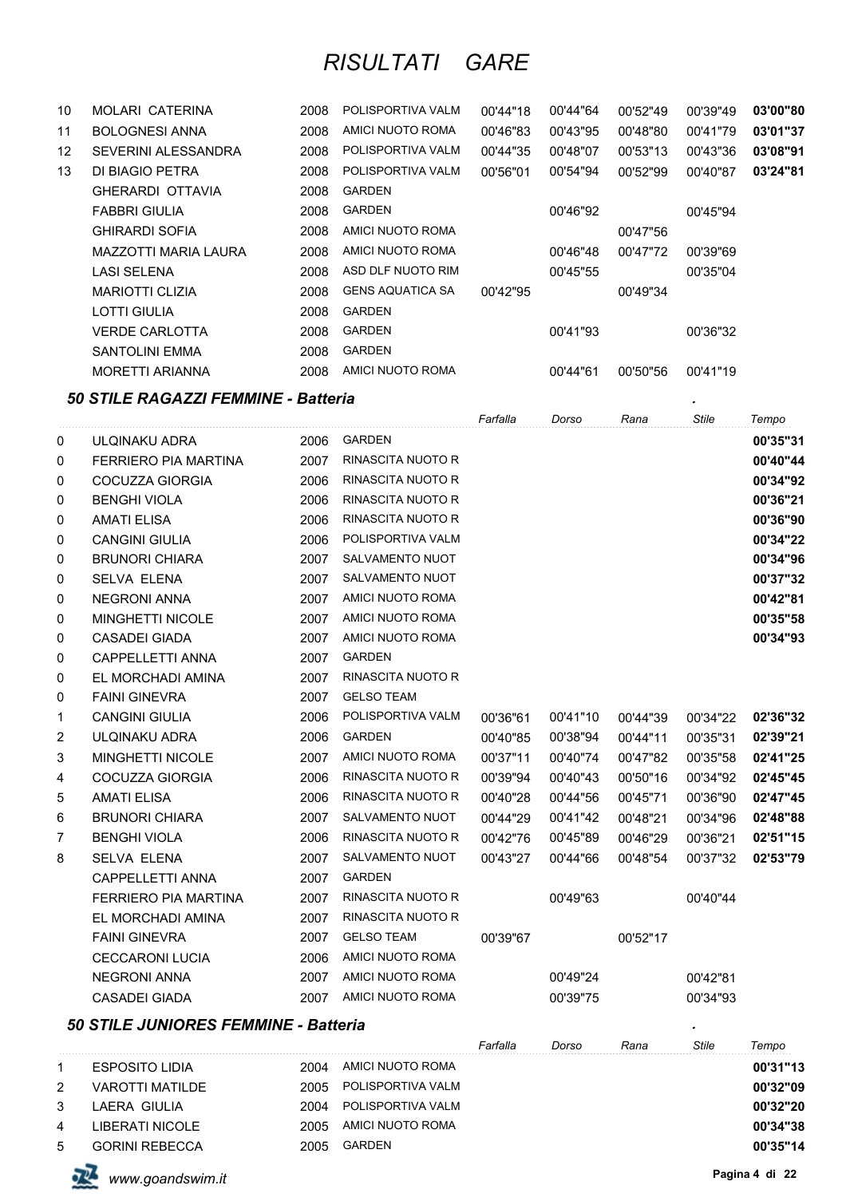# RISULTATI GARE

| Pos | Nome | Anno | Società | Farfalla | Dorso | Rana | Stile | Tempo |
|---|---|---|---|---|---|---|---|---|
| 10 | MOLARI CATERINA | 2008 | POLISPORTIVA VALM | 00'44"18 | 00'44"64 | 00'52"49 | 00'39"49 | **03'00"80** |
| 11 | BOLOGNESI ANNA | 2008 | AMICI NUOTO ROMA | 00'46"83 | 00'43"95 | 00'48"80 | 00'41"79 | **03'01"37** |
| 12 | SEVERINI ALESSANDRA | 2008 | POLISPORTIVA VALM | 00'44"35 | 00'48"07 | 00'53"13 | 00'43"36 | **03'08"91** |
| 13 | DI BIAGIO PETRA | 2008 | POLISPORTIVA VALM | 00'56"01 | 00'54"94 | 00'52"99 | 00'40"87 | **03'24"81** |
| | GHERARDI OTTAVIA | 2008 | GARDEN | | | | | |
| | FABBRI GIULIA | 2008 | GARDEN | | 00'46"92 | | 00'45"94 | |
| | GHIRARDI SOFIA | 2008 | AMICI NUOTO ROMA | | | 00'47"56 | | |
| | MAZZOTTI MARIA LAURA | 2008 | AMICI NUOTO ROMA | | 00'46"48 | 00'47"72 | 00'39"69 | |
| | LASI SELENA | 2008 | ASD DLF NUOTO RIM | | 00'45"55 | | 00'35"04 | |
| | MARIOTTI CLIZIA | 2008 | GENS AQUATICA SA | 00'42"95 | | 00'49"34 | | |
| | LOTTI GIULIA | 2008 | GARDEN | | | | | |
| | VERDE CARLOTTA | 2008 | GARDEN | | 00'41"93 | | 00'36"32 | |
| | SANTOLINI EMMA | 2008 | GARDEN | | | | | |
| | MORETTI ARIANNA | 2008 | AMICI NUOTO ROMA | | 00'44"61 | 00'50"56 | 00'41"19 | |

### *50 STILE RAGAZZI FEMMINE - Batteria*

| Pos | Nome | Anno | Società | *Farfalla* | *Dorso* | *Rana* | *Stile* | *Tempo* |
|---|---|---|---|---|---|---|---|---|
| 0 | ULQINAKU ADRA | 2006 | GARDEN | | | | | **00'35"31** |
| 0 | FERRIERO PIA MARTINA | 2007 | RINASCITA NUOTO R | | | | | **00'40"44** |
| 0 | COCUZZA GIORGIA | 2006 | RINASCITA NUOTO R | | | | | **00'34"92** |
| 0 | BENGHI VIOLA | 2006 | RINASCITA NUOTO R | | | | | **00'36"21** |
| 0 | AMATI ELISA | 2006 | RINASCITA NUOTO R | | | | | **00'36"90** |
| 0 | CANGINI GIULIA | 2006 | POLISPORTIVA VALM | | | | | **00'34"22** |
| 0 | BRUNORI CHIARA | 2007 | SALVAMENTO NUOT | | | | | **00'34"96** |
| 0 | SELVA ELENA | 2007 | SALVAMENTO NUOT | | | | | **00'37"32** |
| 0 | NEGRONI ANNA | 2007 | AMICI NUOTO ROMA | | | | | **00'42"81** |
| 0 | MINGHETTI NICOLE | 2007 | AMICI NUOTO ROMA | | | | | **00'35"58** |
| 0 | CASADEI GIADA | 2007 | AMICI NUOTO ROMA | | | | | **00'34"93** |
| 0 | CAPPELLETTI ANNA | 2007 | GARDEN | | | | | |
| 0 | EL MORCHADI AMINA | 2007 | RINASCITA NUOTO R | | | | | |
| 0 | FAINI GINEVRA | 2007 | GELSO TEAM | | | | | |
| 1 | CANGINI GIULIA | 2006 | POLISPORTIVA VALM | 00'36"61 | 00'41"10 | 00'44"39 | 00'34"22 | **02'36"32** |
| 2 | ULQINAKU ADRA | 2006 | GARDEN | 00'40"85 | 00'38"94 | 00'44"11 | 00'35"31 | **02'39"21** |
| 3 | MINGHETTI NICOLE | 2007 | AMICI NUOTO ROMA | 00'37"11 | 00'40"74 | 00'47"82 | 00'35"58 | **02'41"25** |
| 4 | COCUZZA GIORGIA | 2006 | RINASCITA NUOTO R | 00'39"94 | 00'40"43 | 00'50"16 | 00'34"92 | **02'45"45** |
| 5 | AMATI ELISA | 2006 | RINASCITA NUOTO R | 00'40"28 | 00'44"56 | 00'45"71 | 00'36"90 | **02'47"45** |
| 6 | BRUNORI CHIARA | 2007 | SALVAMENTO NUOT | 00'44"29 | 00'41"42 | 00'48"21 | 00'34"96 | **02'48"88** |
| 7 | BENGHI VIOLA | 2006 | RINASCITA NUOTO R | 00'42"76 | 00'45"89 | 00'46"29 | 00'36"21 | **02'51"15** |
| 8 | SELVA ELENA | 2007 | SALVAMENTO NUOT | 00'43"27 | 00'44"66 | 00'48"54 | 00'37"32 | **02'53"79** |
| | CAPPELLETTI ANNA | 2007 | GARDEN | | | | | |
| | FERRIERO PIA MARTINA | 2007 | RINASCITA NUOTO R | | 00'49"63 | | 00'40"44 | |
| | EL MORCHADI AMINA | 2007 | RINASCITA NUOTO R | | | | | |
| | FAINI GINEVRA | 2007 | GELSO TEAM | 00'39"67 | | 00'52"17 | | |
| | CECCARONI LUCIA | 2006 | AMICI NUOTO ROMA | | | | | |
| | NEGRONI ANNA | 2007 | AMICI NUOTO ROMA | | 00'49"24 | | 00'42"81 | |
| | CASADEI GIADA | 2007 | AMICI NUOTO ROMA | | 00'39"75 | | 00'34"93 | |

### *50 STILE JUNIORES FEMMINE - Batteria*

| Pos | Nome | Anno | Società | *Farfalla* | *Dorso* | *Rana* | *Stile* | *Tempo* |
|---|---|---|---|---|---|---|---|---|
| 1 | ESPOSITO LIDIA | 2004 | AMICI NUOTO ROMA | | | | | **00'31"13** |
| 2 | VAROTTI MATILDE | 2005 | POLISPORTIVA VALM | | | | | **00'32"09** |
| 3 | LAERA GIULIA | 2004 | POLISPORTIVA VALM | | | | | **00'32"20** |
| 4 | LIBERATI NICOLE | 2005 | AMICI NUOTO ROMA | | | | | **00'34"38** |
| 5 | GORINI REBECCA | 2005 | GARDEN | | | | | **00'35"14** |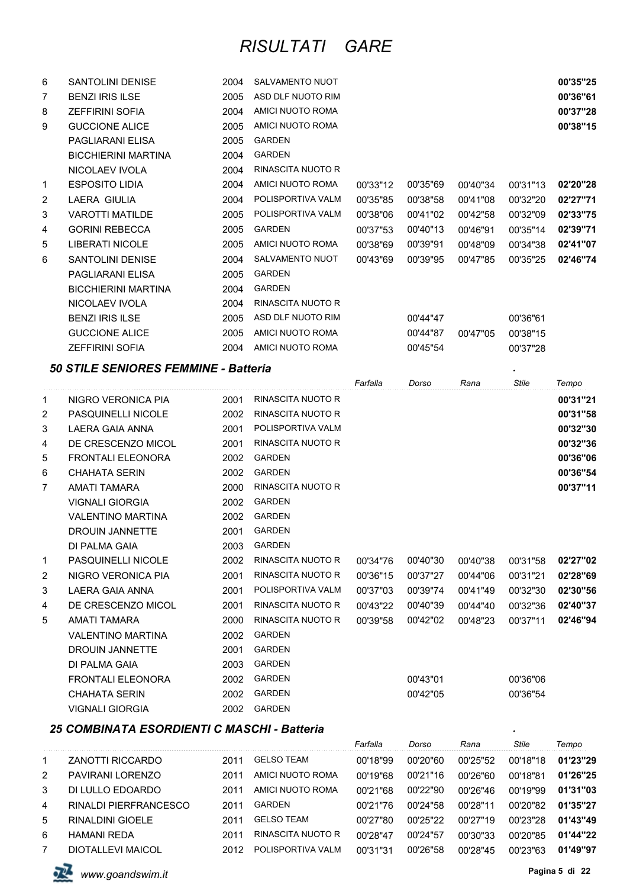# RISULTATI GARE

| | | | | Farfalla | Dorso | Rana | Stile | Tempo |
|---|---|---|---|---|---|---|---|---|
| 6 | SANTOLINI DENISE | 2004 | SALVAMENTO NUOT | | | | | **00'35"25** |
| 7 | BENZI IRIS ILSE | 2005 | ASD DLF NUOTO RIM | | | | | **00'36"61** |
| 8 | ZEFFIRINI SOFIA | 2004 | AMICI NUOTO ROMA | | | | | **00'37"28** |
| 9 | GUCCIONE ALICE | 2005 | AMICI NUOTO ROMA | | | | | **00'38"15** |
| | PAGLIARANI ELISA | 2005 | GARDEN | | | | | |
| | BICCHIERINI MARTINA | 2004 | GARDEN | | | | | |
| | NICOLAEV IVOLA | 2004 | RINASCITA NUOTO R | | | | | |
| 1 | ESPOSITO LIDIA | 2004 | AMICI NUOTO ROMA | 00'33"12 | 00'35"69 | 00'40"34 | 00'31"13 | **02'20"28** |
| 2 | LAERA GIULIA | 2004 | POLISPORTIVA VALM | 00'35"85 | 00'38"58 | 00'41"08 | 00'32"20 | **02'27"71** |
| 3 | VAROTTI MATILDE | 2005 | POLISPORTIVA VALM | 00'38"06 | 00'41"02 | 00'42"58 | 00'32"09 | **02'33"75** |
| 4 | GORINI REBECCA | 2005 | GARDEN | 00'37"53 | 00'40"13 | 00'46"91 | 00'35"14 | **02'39"71** |
| 5 | LIBERATI NICOLE | 2005 | AMICI NUOTO ROMA | 00'38"69 | 00'39"91 | 00'48"09 | 00'34"38 | **02'41"07** |
| 6 | SANTOLINI DENISE | 2004 | SALVAMENTO NUOT | 00'43"69 | 00'39"95 | 00'47"85 | 00'35"25 | **02'46"74** |
| | PAGLIARANI ELISA | 2005 | GARDEN | | | | | |
| | BICCHIERINI MARTINA | 2004 | GARDEN | | | | | |
| | NICOLAEV IVOLA | 2004 | RINASCITA NUOTO R | | | | | |
| | BENZI IRIS ILSE | 2005 | ASD DLF NUOTO RIM | | 00'44"47 | | 00'36"61 | |
| | GUCCIONE ALICE | 2005 | AMICI NUOTO ROMA | | 00'44"87 | 00'47"05 | 00'38"15 | |
| | ZEFFIRINI SOFIA | 2004 | AMICI NUOTO ROMA | | 00'45"54 | | 00'37"28 | |

### *50 STILE SENIORES FEMMINE - Batteria*

| | | | | Farfalla | Dorso | Rana | Stile | Tempo |
|---|---|---|---|---|---|---|---|---|
| 1 | NIGRO VERONICA PIA | 2001 | RINASCITA NUOTO R | | | | | **00'31"21** |
| 2 | PASQUINELLI NICOLE | 2002 | RINASCITA NUOTO R | | | | | **00'31"58** |
| 3 | LAERA GAIA ANNA | 2001 | POLISPORTIVA VALM | | | | | **00'32"30** |
| 4 | DE CRESCENZO MICOL | 2001 | RINASCITA NUOTO R | | | | | **00'32"36** |
| 5 | FRONTALI ELEONORA | 2002 | GARDEN | | | | | **00'36"06** |
| 6 | CHAHATA SERIN | 2002 | GARDEN | | | | | **00'36"54** |
| 7 | AMATI TAMARA | 2000 | RINASCITA NUOTO R | | | | | **00'37"11** |
| | VIGNALI GIORGIA | 2002 | GARDEN | | | | | |
| | VALENTINO MARTINA | 2002 | GARDEN | | | | | |
| | DROUIN JANNETTE | 2001 | GARDEN | | | | | |
| | DI PALMA GAIA | 2003 | GARDEN | | | | | |
| 1 | PASQUINELLI NICOLE | 2002 | RINASCITA NUOTO R | 00'34"76 | 00'40"30 | 00'40"38 | 00'31"58 | **02'27"02** |
| 2 | NIGRO VERONICA PIA | 2001 | RINASCITA NUOTO R | 00'36"15 | 00'37"27 | 00'44"06 | 00'31"21 | **02'28"69** |
| 3 | LAERA GAIA ANNA | 2001 | POLISPORTIVA VALM | 00'37"03 | 00'39"74 | 00'41"49 | 00'32"30 | **02'30"56** |
| 4 | DE CRESCENZO MICOL | 2001 | RINASCITA NUOTO R | 00'43"22 | 00'40"39 | 00'44"40 | 00'32"36 | **02'40"37** |
| 5 | AMATI TAMARA | 2000 | RINASCITA NUOTO R | 00'39"58 | 00'42"02 | 00'48"23 | 00'37"11 | **02'46"94** |
| | VALENTINO MARTINA | 2002 | GARDEN | | | | | |
| | DROUIN JANNETTE | 2001 | GARDEN | | | | | |
| | DI PALMA GAIA | 2003 | GARDEN | | | | | |
| | FRONTALI ELEONORA | 2002 | GARDEN | | 00'43"01 | | 00'36"06 | |
| | CHAHATA SERIN | 2002 | GARDEN | | 00'42"05 | | 00'36"54 | |
| | VIGNALI GIORGIA | 2002 | GARDEN | | | | | |

### *25 COMBINATA ESORDIENTI C MASCHI - Batteria*

| | | | | Farfalla | Dorso | Rana | Stile | Tempo |
|---|---|---|---|---|---|---|---|---|
| 1 | ZANOTTI RICCARDO | 2011 | GELSO TEAM | 00'18"99 | 00'20"60 | 00'25"52 | 00'18"18 | **01'23"29** |
| 2 | PAVIRANI LORENZO | 2011 | AMICI NUOTO ROMA | 00'19"68 | 00'21"16 | 00'26"60 | 00'18"81 | **01'26"25** |
| 3 | DI LULLO EDOARDO | 2011 | AMICI NUOTO ROMA | 00'21"68 | 00'22"90 | 00'26"46 | 00'19"99 | **01'31"03** |
| 4 | RINALDI PIERFRANCESCO | 2011 | GARDEN | 00'21"76 | 00'24"58 | 00'28"11 | 00'20"82 | **01'35"27** |
| 5 | RINALDINI GIOELE | 2011 | GELSO TEAM | 00'27"80 | 00'25"22 | 00'27"19 | 00'23"28 | **01'43"49** |
| 6 | HAMANI REDA | 2011 | RINASCITA NUOTO R | 00'28"47 | 00'24"57 | 00'30"33 | 00'20"85 | **01'44"22** |
| 7 | DIOTALLEVI MAICOL | 2012 | POLISPORTIVA VALM | 00'31"31 | 00'26"58 | 00'28"45 | 00'23"63 | **01'49"97** |

www.goandswim.it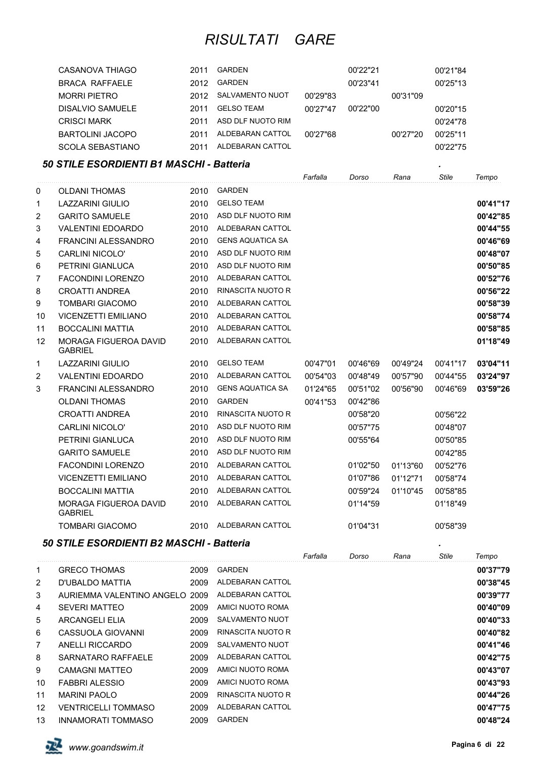# RISULTATI GARE

| | | | | Farfalla | Dorso | Rana | Stile | Tempo |
|---|---|---|---|---|---|---|---|---|
| | CASANOVA THIAGO | 2011 | GARDEN | | 00'22"21 | | 00'21"84 | |
| | BRACA RAFFAELE | 2012 | GARDEN | | 00'23"41 | | 00'25"13 | |
| | MORRI PIETRO | 2012 | SALVAMENTO NUOT | 00'29"83 | | 00'31"09 | | |
| | DISALVIO SAMUELE | 2011 | GELSO TEAM | 00'27"47 | 00'22"00 | | 00'20"15 | |
| | CRISCI MARK | 2011 | ASD DLF NUOTO RIM | | | | 00'24"78 | |
| | BARTOLINI JACOPO | 2011 | ALDEBARAN CATTOL | 00'27"68 | | 00'27"20 | 00'25"11 | |
| | SCOLA SEBASTIANO | 2011 | ALDEBARAN CATTOL | | | | 00'22"75 | |

### 50 STILE ESORDIENTI B1 MASCHI - Batteria

| | | | | Farfalla | Dorso | Rana | Stile | Tempo |
|---|---|---|---|---|---|---|---|---|
| 0 | OLDANI THOMAS | 2010 | GARDEN | | | | | |
| 1 | LAZZARINI GIULIO | 2010 | GELSO TEAM | | | | | **00'41"17** |
| 2 | GARITO SAMUELE | 2010 | ASD DLF NUOTO RIM | | | | | **00'42"85** |
| 3 | VALENTINI EDOARDO | 2010 | ALDEBARAN CATTOL | | | | | **00'44"55** |
| 4 | FRANCINI ALESSANDRO | 2010 | GENS AQUATICA SA | | | | | **00'46"69** |
| 5 | CARLINI NICOLO' | 2010 | ASD DLF NUOTO RIM | | | | | **00'48"07** |
| 6 | PETRINI GIANLUCA | 2010 | ASD DLF NUOTO RIM | | | | | **00'50"85** |
| 7 | FACONDINI LORENZO | 2010 | ALDEBARAN CATTOL | | | | | **00'52"76** |
| 8 | CROATTI ANDREA | 2010 | RINASCITA NUOTO R | | | | | **00'56"22** |
| 9 | TOMBARI GIACOMO | 2010 | ALDEBARAN CATTOL | | | | | **00'58"39** |
| 10 | VICENZETTI EMILIANO | 2010 | ALDEBARAN CATTOL | | | | | **00'58"74** |
| 11 | BOCCALINI MATTIA | 2010 | ALDEBARAN CATTOL | | | | | **00'58"85** |
| 12 | MORAGA FIGUEROA DAVID GABRIEL | 2010 | ALDEBARAN CATTOL | | | | | **01'18"49** |
| 1 | LAZZARINI GIULIO | 2010 | GELSO TEAM | 00'47"01 | 00'46"69 | 00'49"24 | 00'41"17 | **03'04"11** |
| 2 | VALENTINI EDOARDO | 2010 | ALDEBARAN CATTOL | 00'54"03 | 00'48"49 | 00'57"90 | 00'44"55 | **03'24"97** |
| 3 | FRANCINI ALESSANDRO | 2010 | GENS AQUATICA SA | 01'24"65 | 00'51"02 | 00'56"90 | 00'46"69 | **03'59"26** |
| | OLDANI THOMAS | 2010 | GARDEN | 00'41"53 | 00'42"86 | | | |
| | CROATTI ANDREA | 2010 | RINASCITA NUOTO R | | 00'58"20 | | 00'56"22 | |
| | CARLINI NICOLO' | 2010 | ASD DLF NUOTO RIM | | 00'57"75 | | 00'48"07 | |
| | PETRINI GIANLUCA | 2010 | ASD DLF NUOTO RIM | | 00'55"64 | | 00'50"85 | |
| | GARITO SAMUELE | 2010 | ASD DLF NUOTO RIM | | | | 00'42"85 | |
| | FACONDINI LORENZO | 2010 | ALDEBARAN CATTOL | | 01'02"50 | 01'13"60 | 00'52"76 | |
| | VICENZETTI EMILIANO | 2010 | ALDEBARAN CATTOL | | 01'07"86 | 01'12"71 | 00'58"74 | |
| | BOCCALINI MATTIA | 2010 | ALDEBARAN CATTOL | | 00'59"24 | 01'10"45 | 00'58"85 | |
| | MORAGA FIGUEROA DAVID GABRIEL | 2010 | ALDEBARAN CATTOL | | 01'14"59 | | 01'18"49 | |
| | TOMBARI GIACOMO | 2010 | ALDEBARAN CATTOL | | 01'04"31 | | 00'58"39 | |

### 50 STILE ESORDIENTI B2 MASCHI - Batteria

| | | | | Farfalla | Dorso | Rana | Stile | Tempo |
|---|---|---|---|---|---|---|---|---|
| 1 | GRECO THOMAS | 2009 | GARDEN | | | | | **00'37"79** |
| 2 | D'UBALDO MATTIA | 2009 | ALDEBARAN CATTOL | | | | | **00'38"45** |
| 3 | AURIEMMA VALENTINO ANGELO | 2009 | ALDEBARAN CATTOL | | | | | **00'39"77** |
| 4 | SEVERI MATTEO | 2009 | AMICI NUOTO ROMA | | | | | **00'40"09** |
| 5 | ARCANGELI ELIA | 2009 | SALVAMENTO NUOT | | | | | **00'40"33** |
| 6 | CASSUOLA GIOVANNI | 2009 | RINASCITA NUOTO R | | | | | **00'40"82** |
| 7 | ANELLI RICCARDO | 2009 | SALVAMENTO NUOT | | | | | **00'41"46** |
| 8 | SARNATARO RAFFAELE | 2009 | ALDEBARAN CATTOL | | | | | **00'42"75** |
| 9 | CAMAGNI MATTEO | 2009 | AMICI NUOTO ROMA | | | | | **00'43"07** |
| 10 | FABBRI ALESSIO | 2009 | AMICI NUOTO ROMA | | | | | **00'43"93** |
| 11 | MARINI PAOLO | 2009 | RINASCITA NUOTO R | | | | | **00'44"26** |
| 12 | VENTRICELLI TOMMASO | 2009 | ALDEBARAN CATTOL | | | | | **00'47"75** |
| 13 | INNAMORATI TOMMASO | 2009 | GARDEN | | | | | **00'48"24** |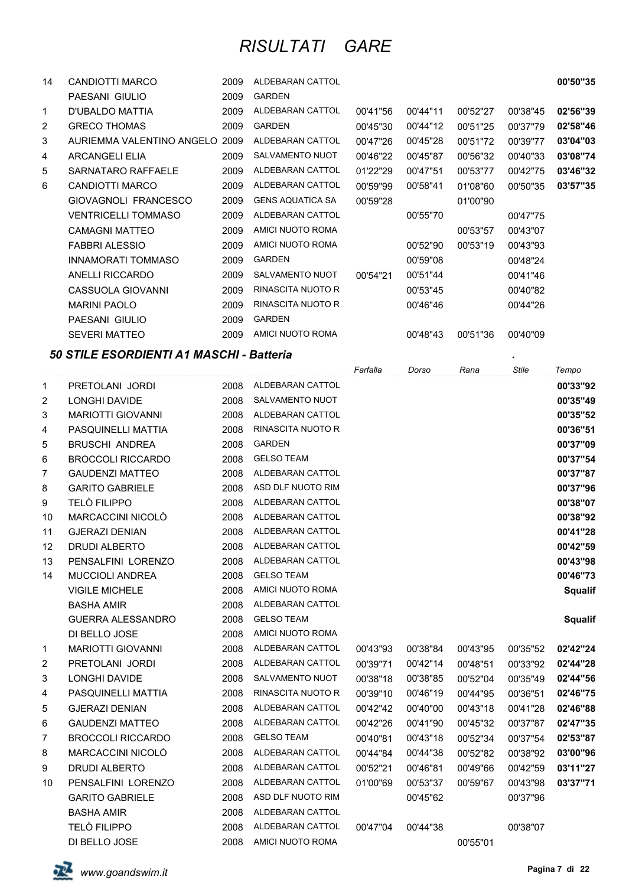# RISULTATI GARE

| Pos. | Atleta | Anno | Società | Farfalla | Dorso | Rana | Stile | Tempo |
|---|---|---|---|---|---|---|---|---|
| 14 | CANDIOTTI MARCO | 2009 | ALDEBARAN CATTOL | | | | | **00'50"35** |
| | PAESANI GIULIO | 2009 | GARDEN | | | | | |
| 1 | D'UBALDO MATTIA | 2009 | ALDEBARAN CATTOL | 00'41"56 | 00'44"11 | 00'52"27 | 00'38"45 | **02'56"39** |
| 2 | GRECO THOMAS | 2009 | GARDEN | 00'45"30 | 00'44"12 | 00'51"25 | 00'37"79 | **02'58"46** |
| 3 | AURIEMMA VALENTINO ANGELO | 2009 | ALDEBARAN CATTOL | 00'47"26 | 00'45"28 | 00'51"72 | 00'39"77 | **03'04"03** |
| 4 | ARCANGELI ELIA | 2009 | SALVAMENTO NUOT | 00'46"22 | 00'45"87 | 00'56"32 | 00'40"33 | **03'08"74** |
| 5 | SARNATARO RAFFAELE | 2009 | ALDEBARAN CATTOL | 01'22"29 | 00'47"51 | 00'53"77 | 00'42"75 | **03'46"32** |
| 6 | CANDIOTTI MARCO | 2009 | ALDEBARAN CATTOL | 00'59"99 | 00'58"41 | 01'08"60 | 00'50"35 | **03'57"35** |
| | GIOVAGNOLI FRANCESCO | 2009 | GENS AQUATICA SA | 00'59"28 | | 01'00"90 | | |
| | VENTRICELLI TOMMASO | 2009 | ALDEBARAN CATTOL | | 00'55"70 | | 00'47"75 | |
| | CAMAGNI MATTEO | 2009 | AMICI NUOTO ROMA | | | 00'53"57 | 00'43"07 | |
| | FABBRI ALESSIO | 2009 | AMICI NUOTO ROMA | | 00'52"90 | 00'53"19 | 00'43"93 | |
| | INNAMORATI TOMMASO | 2009 | GARDEN | | 00'59"08 | | 00'48"24 | |
| | ANELLI RICCARDO | 2009 | SALVAMENTO NUOT | 00'54"21 | 00'51"44 | | 00'41"46 | |
| | CASSUOLA GIOVANNI | 2009 | RINASCITA NUOTO R | | 00'53"45 | | 00'40"82 | |
| | MARINI PAOLO | 2009 | RINASCITA NUOTO R | | 00'46"46 | | 00'44"26 | |
| | PAESANI GIULIO | 2009 | GARDEN | | | | | |
| | SEVERI MATTEO | 2009 | AMICI NUOTO ROMA | | 00'48"43 | 00'51"36 | 00'40"09 | |

## *50 STILE ESORDIENTI A1 MASCHI - Batteria*

| Pos. | Atleta | Anno | Società | Farfalla | Dorso | Rana | Stile | Tempo |
|---|---|---|---|---|---|---|---|---|
| 1 | PRETOLANI JORDI | 2008 | ALDEBARAN CATTOL | | | | | **00'33"92** |
| 2 | LONGHI DAVIDE | 2008 | SALVAMENTO NUOT | | | | | **00'35"49** |
| 3 | MARIOTTI GIOVANNI | 2008 | ALDEBARAN CATTOL | | | | | **00'35"52** |
| 4 | PASQUINELLI MATTIA | 2008 | RINASCITA NUOTO R | | | | | **00'36"51** |
| 5 | BRUSCHI ANDREA | 2008 | GARDEN | | | | | **00'37"09** |
| 6 | BROCCOLI RICCARDO | 2008 | GELSO TEAM | | | | | **00'37"54** |
| 7 | GAUDENZI MATTEO | 2008 | ALDEBARAN CATTOL | | | | | **00'37"87** |
| 8 | GARITO GABRIELE | 2008 | ASD DLF NUOTO RIM | | | | | **00'37"96** |
| 9 | TELÒ FILIPPO | 2008 | ALDEBARAN CATTOL | | | | | **00'38"07** |
| 10 | MARCACCINI NICOLÒ | 2008 | ALDEBARAN CATTOL | | | | | **00'38"92** |
| 11 | GJERAZI DENIAN | 2008 | ALDEBARAN CATTOL | | | | | **00'41"28** |
| 12 | DRUDI ALBERTO | 2008 | ALDEBARAN CATTOL | | | | | **00'42"59** |
| 13 | PENSALFINI LORENZO | 2008 | ALDEBARAN CATTOL | | | | | **00'43"98** |
| 14 | MUCCIOLI ANDREA | 2008 | GELSO TEAM | | | | | **00'46"73** |
| | VIGILE MICHELE | 2008 | AMICI NUOTO ROMA | | | | | **Squalif** |
| | BASHA AMIR | 2008 | ALDEBARAN CATTOL | | | | | |
| | GUERRA ALESSANDRO | 2008 | GELSO TEAM | | | | | **Squalif** |
| | DI BELLO JOSE | 2008 | AMICI NUOTO ROMA | | | | | |
| 1 | MARIOTTI GIOVANNI | 2008 | ALDEBARAN CATTOL | 00'43"93 | 00'38"84 | 00'43"95 | 00'35"52 | **02'42"24** |
| 2 | PRETOLANI JORDI | 2008 | ALDEBARAN CATTOL | 00'39"71 | 00'42"14 | 00'48"51 | 00'33"92 | **02'44"28** |
| 3 | LONGHI DAVIDE | 2008 | SALVAMENTO NUOT | 00'38"18 | 00'38"85 | 00'52"04 | 00'35"49 | **02'44"56** |
| 4 | PASQUINELLI MATTIA | 2008 | RINASCITA NUOTO R | 00'39"10 | 00'46"19 | 00'44"95 | 00'36"51 | **02'46"75** |
| 5 | GJERAZI DENIAN | 2008 | ALDEBARAN CATTOL | 00'42"42 | 00'40"00 | 00'43"18 | 00'41"28 | **02'46"88** |
| 6 | GAUDENZI MATTEO | 2008 | ALDEBARAN CATTOL | 00'42"26 | 00'41"90 | 00'45"32 | 00'37"87 | **02'47"35** |
| 7 | BROCCOLI RICCARDO | 2008 | GELSO TEAM | 00'40"81 | 00'43"18 | 00'52"34 | 00'37"54 | **02'53"87** |
| 8 | MARCACCINI NICOLÒ | 2008 | ALDEBARAN CATTOL | 00'44"84 | 00'44"38 | 00'52"82 | 00'38"92 | **03'00"96** |
| 9 | DRUDI ALBERTO | 2008 | ALDEBARAN CATTOL | 00'52"21 | 00'46"81 | 00'49"66 | 00'42"59 | **03'11"27** |
| 10 | PENSALFINI LORENZO | 2008 | ALDEBARAN CATTOL | 01'00"69 | 00'53"37 | 00'59"67 | 00'43"98 | **03'37"71** |
| | GARITO GABRIELE | 2008 | ASD DLF NUOTO RIM | | 00'45"62 | | 00'37"96 | |
| | BASHA AMIR | 2008 | ALDEBARAN CATTOL | | | | | |
| | TELÒ FILIPPO | 2008 | ALDEBARAN CATTOL | 00'47"04 | 00'44"38 | | 00'38"07 | |
| | DI BELLO JOSE | 2008 | AMICI NUOTO ROMA | | | 00'55"01 | | |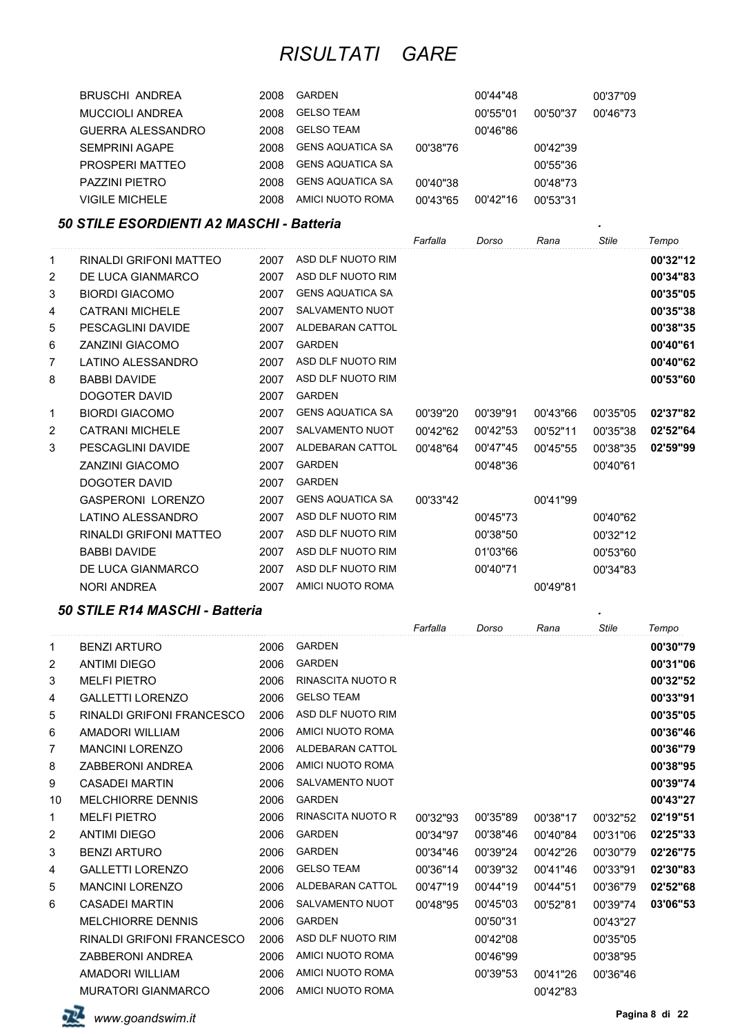# RISULTATI GARE

| | | | | Farfalla | Dorso | Rana | Stile | Tempo |
|---|---|---|---|---|---|---|---|---|
| | BRUSCHI ANDREA | 2008 | GARDEN | | 00'44"48 | | 00'37"09 | |
| | MUCCIOLI ANDREA | 2008 | GELSO TEAM | | 00'55"01 | 00'50"37 | 00'46"73 | |
| | GUERRA ALESSANDRO | 2008 | GELSO TEAM | | 00'46"86 | | | |
| | SEMPRINI AGAPE | 2008 | GENS AQUATICA SA | 00'38"76 | | 00'42"39 | | |
| | PROSPERI MATTEO | 2008 | GENS AQUATICA SA | | | 00'55"36 | | |
| | PAZZINI PIETRO | 2008 | GENS AQUATICA SA | 00'40"38 | | 00'48"73 | | |
| | VIGILE MICHELE | 2008 | AMICI NUOTO ROMA | 00'43"65 | 00'42"16 | 00'53"31 | | |

### *50 STILE ESORDIENTI A2 MASCHI - Batteria*

| | | | | Farfalla | Dorso | Rana | Stile | Tempo |
|---|---|---|---|---|---|---|---|---|
| 1 | RINALDI GRIFONI MATTEO | 2007 | ASD DLF NUOTO RIM | | | | | **00'32"12** |
| 2 | DE LUCA GIANMARCO | 2007 | ASD DLF NUOTO RIM | | | | | **00'34"83** |
| 3 | BIORDI GIACOMO | 2007 | GENS AQUATICA SA | | | | | **00'35"05** |
| 4 | CATRANI MICHELE | 2007 | SALVAMENTO NUOT | | | | | **00'35"38** |
| 5 | PESCAGLINI DAVIDE | 2007 | ALDEBARAN CATTOL | | | | | **00'38"35** |
| 6 | ZANZINI GIACOMO | 2007 | GARDEN | | | | | **00'40"61** |
| 7 | LATINO ALESSANDRO | 2007 | ASD DLF NUOTO RIM | | | | | **00'40"62** |
| 8 | BABBI DAVIDE | 2007 | ASD DLF NUOTO RIM | | | | | **00'53"60** |
| | DOGOTER DAVID | 2007 | GARDEN | | | | | |
| 1 | BIORDI GIACOMO | 2007 | GENS AQUATICA SA | 00'39"20 | 00'39"91 | 00'43"66 | 00'35"05 | **02'37"82** |
| 2 | CATRANI MICHELE | 2007 | SALVAMENTO NUOT | 00'42"62 | 00'42"53 | 00'52"11 | 00'35"38 | **02'52"64** |
| 3 | PESCAGLINI DAVIDE | 2007 | ALDEBARAN CATTOL | 00'48"64 | 00'47"45 | 00'45"55 | 00'38"35 | **02'59"99** |
| | ZANZINI GIACOMO | 2007 | GARDEN | | 00'48"36 | | 00'40"61 | |
| | DOGOTER DAVID | 2007 | GARDEN | | | | | |
| | GASPERONI LORENZO | 2007 | GENS AQUATICA SA | 00'33"42 | | 00'41"99 | | |
| | LATINO ALESSANDRO | 2007 | ASD DLF NUOTO RIM | | 00'45"73 | | 00'40"62 | |
| | RINALDI GRIFONI MATTEO | 2007 | ASD DLF NUOTO RIM | | 00'38"50 | | 00'32"12 | |
| | BABBI DAVIDE | 2007 | ASD DLF NUOTO RIM | | 01'03"66 | | 00'53"60 | |
| | DE LUCA GIANMARCO | 2007 | ASD DLF NUOTO RIM | | 00'40"71 | | 00'34"83 | |
| | NORI ANDREA | 2007 | AMICI NUOTO ROMA | | | 00'49"81 | | |

### *50 STILE R14 MASCHI - Batteria*

| | | | | Farfalla | Dorso | Rana | Stile | Tempo |
|---|---|---|---|---|---|---|---|---|
| 1 | BENZI ARTURO | 2006 | GARDEN | | | | | **00'30"79** |
| 2 | ANTIMI DIEGO | 2006 | GARDEN | | | | | **00'31"06** |
| 3 | MELFI PIETRO | 2006 | RINASCITA NUOTO R | | | | | **00'32"52** |
| 4 | GALLETTI LORENZO | 2006 | GELSO TEAM | | | | | **00'33"91** |
| 5 | RINALDI GRIFONI FRANCESCO | 2006 | ASD DLF NUOTO RIM | | | | | **00'35"05** |
| 6 | AMADORI WILLIAM | 2006 | AMICI NUOTO ROMA | | | | | **00'36"46** |
| 7 | MANCINI LORENZO | 2006 | ALDEBARAN CATTOL | | | | | **00'36"79** |
| 8 | ZABBERONI ANDREA | 2006 | AMICI NUOTO ROMA | | | | | **00'38"95** |
| 9 | CASADEI MARTIN | 2006 | SALVAMENTO NUOT | | | | | **00'39"74** |
| 10 | MELCHIORRE DENNIS | 2006 | GARDEN | | | | | **00'43"27** |
| 1 | MELFI PIETRO | 2006 | RINASCITA NUOTO R | 00'32"93 | 00'35"89 | 00'38"17 | 00'32"52 | **02'19"51** |
| 2 | ANTIMI DIEGO | 2006 | GARDEN | 00'34"97 | 00'38"46 | 00'40"84 | 00'31"06 | **02'25"33** |
| 3 | BENZI ARTURO | 2006 | GARDEN | 00'34"46 | 00'39"24 | 00'42"26 | 00'30"79 | **02'26"75** |
| 4 | GALLETTI LORENZO | 2006 | GELSO TEAM | 00'36"14 | 00'39"32 | 00'41"46 | 00'33"91 | **02'30"83** |
| 5 | MANCINI LORENZO | 2006 | ALDEBARAN CATTOL | 00'47"19 | 00'44"19 | 00'44"51 | 00'36"79 | **02'52"68** |
| 6 | CASADEI MARTIN | 2006 | SALVAMENTO NUOT | 00'48"95 | 00'45"03 | 00'52"81 | 00'39"74 | **03'06"53** |
| | MELCHIORRE DENNIS | 2006 | GARDEN | | 00'50"31 | | 00'43"27 | |
| | RINALDI GRIFONI FRANCESCO | 2006 | ASD DLF NUOTO RIM | | 00'42"08 | | 00'35"05 | |
| | ZABBERONI ANDREA | 2006 | AMICI NUOTO ROMA | | 00'46"99 | | 00'38"95 | |
| | AMADORI WILLIAM | 2006 | AMICI NUOTO ROMA | | 00'39"53 | 00'41"26 | 00'36"46 | |
| | MURATORI GIANMARCO | 2006 | AMICI NUOTO ROMA | | | 00'42"83 | | |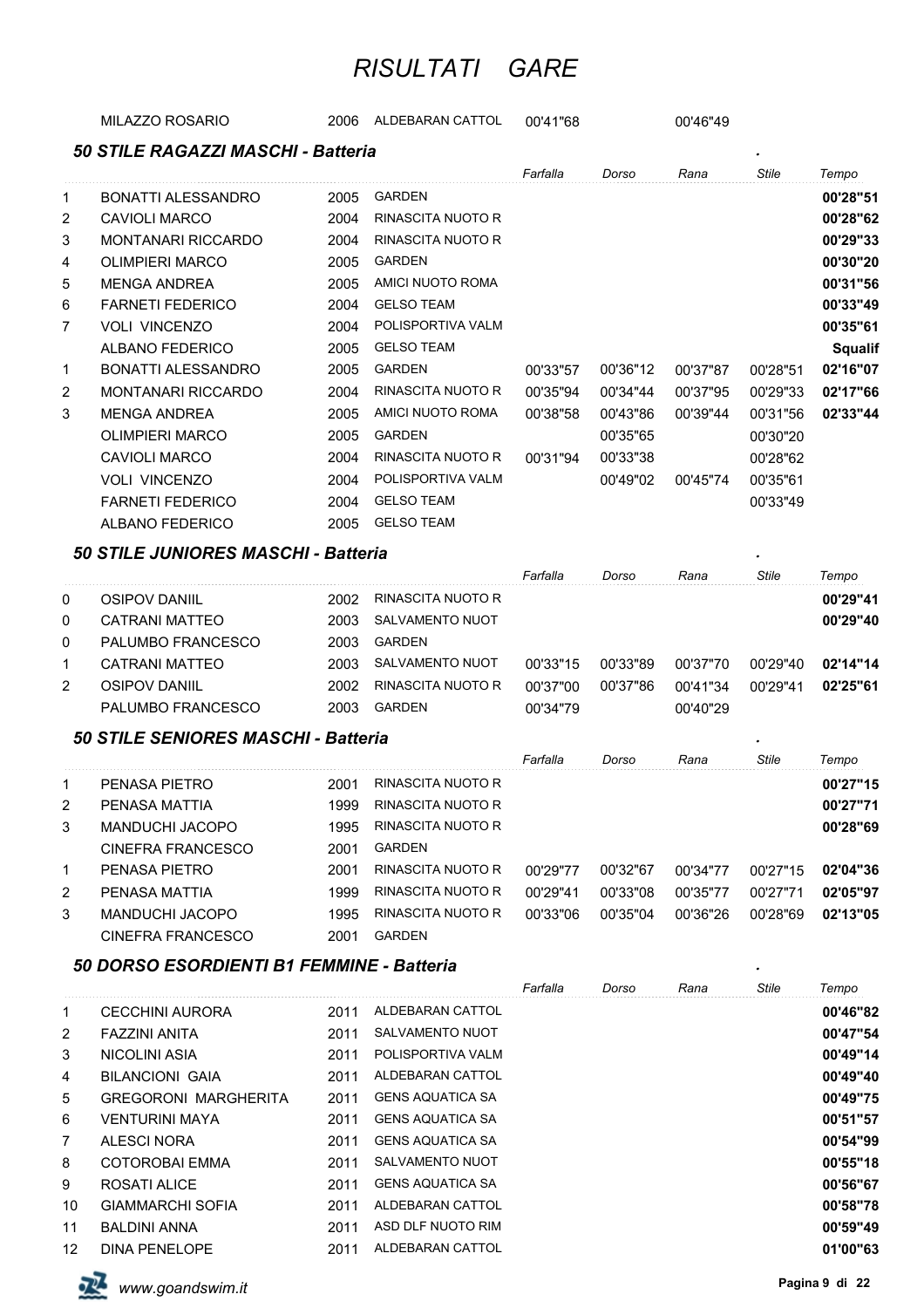# RISULTATI GARE

| | | | | Farfalla | Dorso | Rana | Stile | Tempo |
|---|---|---|---|---|---|---|---|---|
| | MILAZZO ROSARIO | 2006 | ALDEBARAN CATTOL | 00'41"68 | | 00'46"49 | | |

### 50 STILE RAGAZZI MASCHI - Batteria

| | | | | Farfalla | Dorso | Rana | Stile | Tempo |
|---|---|---|---|---|---|---|---|---|
| 1 | BONATTI ALESSANDRO | 2005 | GARDEN | | | | | **00'28"51** |
| 2 | CAVIOLI MARCO | 2004 | RINASCITA NUOTO R | | | | | **00'28"62** |
| 3 | MONTANARI RICCARDO | 2004 | RINASCITA NUOTO R | | | | | **00'29"33** |
| 4 | OLIMPIERI MARCO | 2005 | GARDEN | | | | | **00'30"20** |
| 5 | MENGA ANDREA | 2005 | AMICI NUOTO ROMA | | | | | **00'31"56** |
| 6 | FARNETI FEDERICO | 2004 | GELSO TEAM | | | | | **00'33"49** |
| 7 | VOLI VINCENZO | 2004 | POLISPORTIVA VALM | | | | | **00'35"61** |
| | ALBANO FEDERICO | 2005 | GELSO TEAM | | | | | **Squalif** |
| 1 | BONATTI ALESSANDRO | 2005 | GARDEN | 00'33"57 | 00'36"12 | 00'37"87 | 00'28"51 | **02'16"07** |
| 2 | MONTANARI RICCARDO | 2004 | RINASCITA NUOTO R | 00'35"94 | 00'34"44 | 00'37"95 | 00'29"33 | **02'17"66** |
| 3 | MENGA ANDREA | 2005 | AMICI NUOTO ROMA | 00'38"58 | 00'43"86 | 00'39"44 | 00'31"56 | **02'33"44** |
| | OLIMPIERI MARCO | 2005 | GARDEN | | 00'35"65 | | 00'30"20 | |
| | CAVIOLI MARCO | 2004 | RINASCITA NUOTO R | 00'31"94 | 00'33"38 | | 00'28"62 | |
| | VOLI VINCENZO | 2004 | POLISPORTIVA VALM | | 00'49"02 | 00'45"74 | 00'35"61 | |
| | FARNETI FEDERICO | 2004 | GELSO TEAM | | | | 00'33"49 | |
| | ALBANO FEDERICO | 2005 | GELSO TEAM | | | | | |

### 50 STILE JUNIORES MASCHI - Batteria

| | | | | Farfalla | Dorso | Rana | Stile | Tempo |
|---|---|---|---|---|---|---|---|---|
| 0 | OSIPOV DANIIL | 2002 | RINASCITA NUOTO R | | | | | **00'29"41** |
| 0 | CATRANI MATTEO | 2003 | SALVAMENTO NUOT | | | | | **00'29"40** |
| 0 | PALUMBO FRANCESCO | 2003 | GARDEN | | | | | |
| 1 | CATRANI MATTEO | 2003 | SALVAMENTO NUOT | 00'33"15 | 00'33"89 | 00'37"70 | 00'29"40 | **02'14"14** |
| 2 | OSIPOV DANIIL | 2002 | RINASCITA NUOTO R | 00'37"00 | 00'37"86 | 00'41"34 | 00'29"41 | **02'25"61** |
| | PALUMBO FRANCESCO | 2003 | GARDEN | 00'34"79 | | 00'40"29 | | |

### 50 STILE SENIORES MASCHI - Batteria

| | | | | Farfalla | Dorso | Rana | Stile | Tempo |
|---|---|---|---|---|---|---|---|---|
| 1 | PENASA PIETRO | 2001 | RINASCITA NUOTO R | | | | | **00'27"15** |
| 2 | PENASA MATTIA | 1999 | RINASCITA NUOTO R | | | | | **00'27"71** |
| 3 | MANDUCHI JACOPO | 1995 | RINASCITA NUOTO R | | | | | **00'28"69** |
| | CINEFRA FRANCESCO | 2001 | GARDEN | | | | | |
| 1 | PENASA PIETRO | 2001 | RINASCITA NUOTO R | 00'29"77 | 00'32"67 | 00'34"77 | 00'27"15 | **02'04"36** |
| 2 | PENASA MATTIA | 1999 | RINASCITA NUOTO R | 00'29"41 | 00'33"08 | 00'35"77 | 00'27"71 | **02'05"97** |
| 3 | MANDUCHI JACOPO | 1995 | RINASCITA NUOTO R | 00'33"06 | 00'35"04 | 00'36"26 | 00'28"69 | **02'13"05** |
| | CINEFRA FRANCESCO | 2001 | GARDEN | | | | | |

### 50 DORSO ESORDIENTI B1 FEMMINE - Batteria

| | | | | Farfalla | Dorso | Rana | Stile | Tempo |
|---|---|---|---|---|---|---|---|---|
| 1 | CECCHINI AURORA | 2011 | ALDEBARAN CATTOL | | | | | **00'46"82** |
| 2 | FAZZINI ANITA | 2011 | SALVAMENTO NUOT | | | | | **00'47"54** |
| 3 | NICOLINI ASIA | 2011 | POLISPORTIVA VALM | | | | | **00'49"14** |
| 4 | BILANCIONI GAIA | 2011 | ALDEBARAN CATTOL | | | | | **00'49"40** |
| 5 | GREGORONI MARGHERITA | 2011 | GENS AQUATICA SA | | | | | **00'49"75** |
| 6 | VENTURINI MAYA | 2011 | GENS AQUATICA SA | | | | | **00'51"57** |
| 7 | ALESCI NORA | 2011 | GENS AQUATICA SA | | | | | **00'54"99** |
| 8 | COTOROBAI EMMA | 2011 | SALVAMENTO NUOT | | | | | **00'55"18** |
| 9 | ROSATI ALICE | 2011 | GENS AQUATICA SA | | | | | **00'56"67** |
| 10 | GIAMMARCHI SOFIA | 2011 | ALDEBARAN CATTOL | | | | | **00'58"78** |
| 11 | BALDINI ANNA | 2011 | ASD DLF NUOTO RIM | | | | | **00'59"49** |
| 12 | DINA PENELOPE | 2011 | ALDEBARAN CATTOL | | | | | **01'00"63** |

www.goandswim.it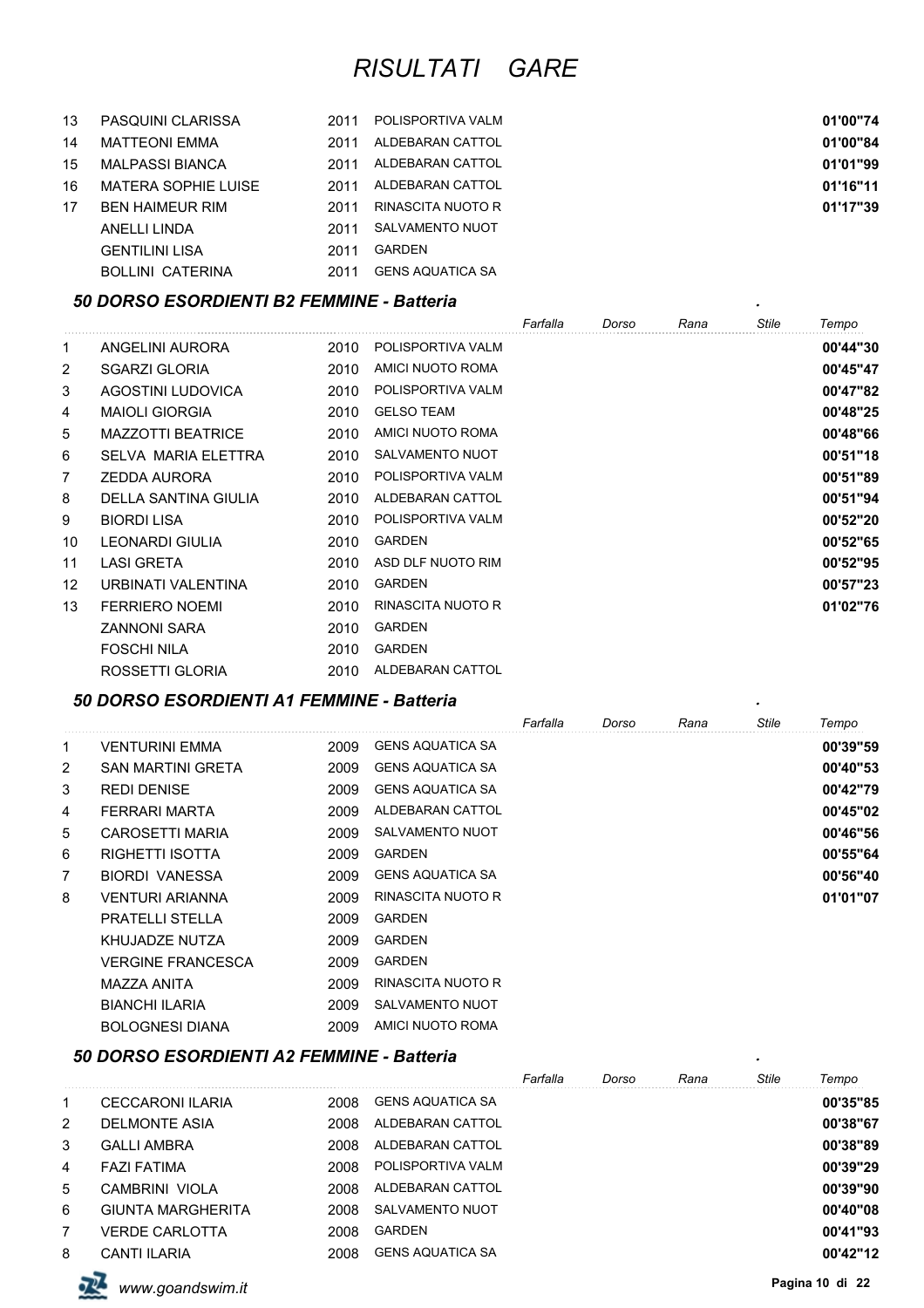# RISULTATI GARE

| | | | | Farfalla | Dorso | Rana | Stile | Tempo |
|---|---|---|---|---|---|---|---|---|
| 13 | PASQUINI CLARISSA | 2011 | POLISPORTIVA VALM | | | | | **01'00"74** |
| 14 | MATTEONI EMMA | 2011 | ALDEBARAN CATTOL | | | | | **01'00"84** |
| 15 | MALPASSI BIANCA | 2011 | ALDEBARAN CATTOL | | | | | **01'01"99** |
| 16 | MATERA SOPHIE LUISE | 2011 | ALDEBARAN CATTOL | | | | | **01'16"11** |
| 17 | BEN HAIMEUR RIM | 2011 | RINASCITA NUOTO R | | | | | **01'17"39** |
| | ANELLI LINDA | 2011 | SALVAMENTO NUOT | | | | | |
| | GENTILINI LISA | 2011 | GARDEN | | | | | |
| | BOLLINI CATERINA | 2011 | GENS AQUATICA SA | | | | | |

### *50 DORSO ESORDIENTI B2 FEMMINE - Batteria*

| | | | | Farfalla | Dorso | Rana | Stile | Tempo |
|---|---|---|---|---|---|---|---|---|
| 1 | ANGELINI AURORA | 2010 | POLISPORTIVA VALM | | | | | **00'44"30** |
| 2 | SGARZI GLORIA | 2010 | AMICI NUOTO ROMA | | | | | **00'45"47** |
| 3 | AGOSTINI LUDOVICA | 2010 | POLISPORTIVA VALM | | | | | **00'47"82** |
| 4 | MAIOLI GIORGIA | 2010 | GELSO TEAM | | | | | **00'48"25** |
| 5 | MAZZOTTI BEATRICE | 2010 | AMICI NUOTO ROMA | | | | | **00'48"66** |
| 6 | SELVA MARIA ELETTRA | 2010 | SALVAMENTO NUOT | | | | | **00'51"18** |
| 7 | ZEDDA AURORA | 2010 | POLISPORTIVA VALM | | | | | **00'51"89** |
| 8 | DELLA SANTINA GIULIA | 2010 | ALDEBARAN CATTOL | | | | | **00'51"94** |
| 9 | BIORDI LISA | 2010 | POLISPORTIVA VALM | | | | | **00'52"20** |
| 10 | LEONARDI GIULIA | 2010 | GARDEN | | | | | **00'52"65** |
| 11 | LASI GRETA | 2010 | ASD DLF NUOTO RIM | | | | | **00'52"95** |
| 12 | URBINATI VALENTINA | 2010 | GARDEN | | | | | **00'57"23** |
| 13 | FERRIERO NOEMI | 2010 | RINASCITA NUOTO R | | | | | **01'02"76** |
| | ZANNONI SARA | 2010 | GARDEN | | | | | |
| | FOSCHI NILA | 2010 | GARDEN | | | | | |
| | ROSSETTI GLORIA | 2010 | ALDEBARAN CATTOL | | | | | |

### *50 DORSO ESORDIENTI A1 FEMMINE - Batteria*

| | | | | Farfalla | Dorso | Rana | Stile | Tempo |
|---|---|---|---|---|---|---|---|---|
| 1 | VENTURINI EMMA | 2009 | GENS AQUATICA SA | | | | | **00'39"59** |
| 2 | SAN MARTINI GRETA | 2009 | GENS AQUATICA SA | | | | | **00'40"53** |
| 3 | REDI DENISE | 2009 | GENS AQUATICA SA | | | | | **00'42"79** |
| 4 | FERRARI MARTA | 2009 | ALDEBARAN CATTOL | | | | | **00'45"02** |
| 5 | CAROSETTI MARIA | 2009 | SALVAMENTO NUOT | | | | | **00'46"56** |
| 6 | RIGHETTI ISOTTA | 2009 | GARDEN | | | | | **00'55"64** |
| 7 | BIORDI VANESSA | 2009 | GENS AQUATICA SA | | | | | **00'56"40** |
| 8 | VENTURI ARIANNA | 2009 | RINASCITA NUOTO R | | | | | **01'01"07** |
| | PRATELLI STELLA | 2009 | GARDEN | | | | | |
| | KHUJADZE NUTZA | 2009 | GARDEN | | | | | |
| | VERGINE FRANCESCA | 2009 | GARDEN | | | | | |
| | MAZZA ANITA | 2009 | RINASCITA NUOTO R | | | | | |
| | BIANCHI ILARIA | 2009 | SALVAMENTO NUOT | | | | | |
| | BOLOGNESI DIANA | 2009 | AMICI NUOTO ROMA | | | | | |

### *50 DORSO ESORDIENTI A2 FEMMINE - Batteria*

| | | | | Farfalla | Dorso | Rana | Stile | Tempo |
|---|---|---|---|---|---|---|---|---|
| 1 | CECCARONI ILARIA | 2008 | GENS AQUATICA SA | | | | | **00'35"85** |
| 2 | DELMONTE ASIA | 2008 | ALDEBARAN CATTOL | | | | | **00'38"67** |
| 3 | GALLI AMBRA | 2008 | ALDEBARAN CATTOL | | | | | **00'38"89** |
| 4 | FAZI FATIMA | 2008 | POLISPORTIVA VALM | | | | | **00'39"29** |
| 5 | CAMBRINI VIOLA | 2008 | ALDEBARAN CATTOL | | | | | **00'39"90** |
| 6 | GIUNTA MARGHERITA | 2008 | SALVAMENTO NUOT | | | | | **00'40"08** |
| 7 | VERDE CARLOTTA | 2008 | GARDEN | | | | | **00'41"93** |
| 8 | CANTI ILARIA | 2008 | GENS AQUATICA SA | | | | | **00'42"12** |

*www.goandswim.it*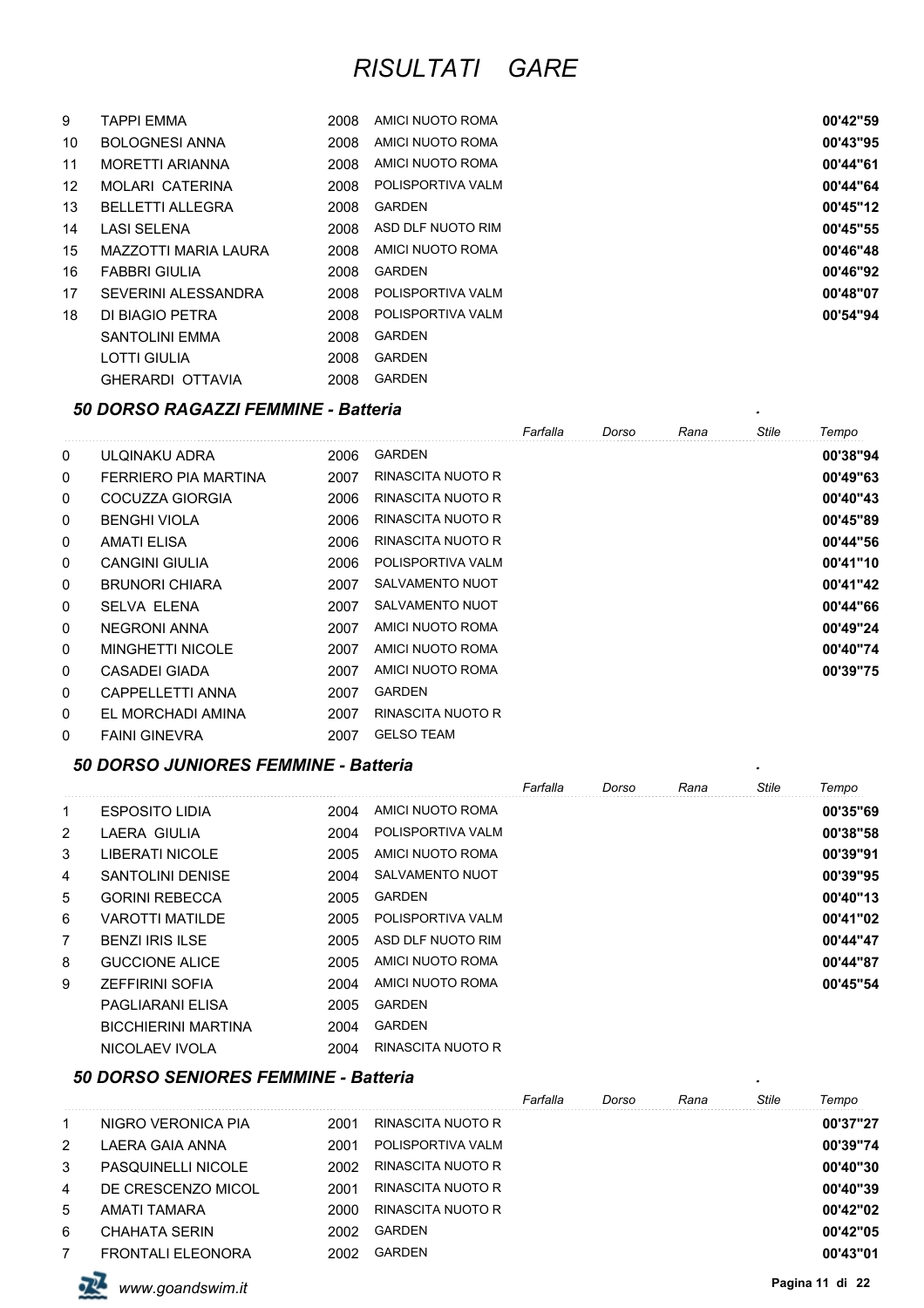# RISULTATI GARE

| | | | | |
|---|---|---|---|---|
| 9 | TAPPI EMMA | 2008 | AMICI NUOTO ROMA | 00'42"59 |
| 10 | BOLOGNESI ANNA | 2008 | AMICI NUOTO ROMA | 00'43"95 |
| 11 | MORETTI ARIANNA | 2008 | AMICI NUOTO ROMA | 00'44"61 |
| 12 | MOLARI CATERINA | 2008 | POLISPORTIVA VALM | 00'44"64 |
| 13 | BELLETTI ALLEGRA | 2008 | GARDEN | 00'45"12 |
| 14 | LASI SELENA | 2008 | ASD DLF NUOTO RIM | 00'45"55 |
| 15 | MAZZOTTI MARIA LAURA | 2008 | AMICI NUOTO ROMA | 00'46"48 |
| 16 | FABBRI GIULIA | 2008 | GARDEN | 00'46"92 |
| 17 | SEVERINI ALESSANDRA | 2008 | POLISPORTIVA VALM | 00'48"07 |
| 18 | DI BIAGIO PETRA | 2008 | POLISPORTIVA VALM | 00'54"94 |
| | SANTOLINI EMMA | 2008 | GARDEN | |
| | LOTTI GIULIA | 2008 | GARDEN | |
| | GHERARDI OTTAVIA | 2008 | GARDEN | |

### *50 DORSO RAGAZZI FEMMINE - Batteria*

| | | | | Farfalla | Dorso | Rana | Stile | Tempo |
|---|---|---|---|---|---|---|---|---|
| 0 | ULQINAKU ADRA | 2006 | GARDEN | | | | | 00'38"94 |
| 0 | FERRIERO PIA MARTINA | 2007 | RINASCITA NUOTO R | | | | | 00'49"63 |
| 0 | COCUZZA GIORGIA | 2006 | RINASCITA NUOTO R | | | | | 00'40"43 |
| 0 | BENGHI VIOLA | 2006 | RINASCITA NUOTO R | | | | | 00'45"89 |
| 0 | AMATI ELISA | 2006 | RINASCITA NUOTO R | | | | | 00'44"56 |
| 0 | CANGINI GIULIA | 2006 | POLISPORTIVA VALM | | | | | 00'41"10 |
| 0 | BRUNORI CHIARA | 2007 | SALVAMENTO NUOT | | | | | 00'41"42 |
| 0 | SELVA ELENA | 2007 | SALVAMENTO NUOT | | | | | 00'44"66 |
| 0 | NEGRONI ANNA | 2007 | AMICI NUOTO ROMA | | | | | 00'49"24 |
| 0 | MINGHETTI NICOLE | 2007 | AMICI NUOTO ROMA | | | | | 00'40"74 |
| 0 | CASADEI GIADA | 2007 | AMICI NUOTO ROMA | | | | | 00'39"75 |
| 0 | CAPPELLETTI ANNA | 2007 | GARDEN | | | | | |
| 0 | EL MORCHADI AMINA | 2007 | RINASCITA NUOTO R | | | | | |
| 0 | FAINI GINEVRA | 2007 | GELSO TEAM | | | | | |

### *50 DORSO JUNIORES FEMMINE - Batteria*

| | | | | Farfalla | Dorso | Rana | Stile | Tempo |
|---|---|---|---|---|---|---|---|---|
| 1 | ESPOSITO LIDIA | 2004 | AMICI NUOTO ROMA | | | | | 00'35"69 |
| 2 | LAERA GIULIA | 2004 | POLISPORTIVA VALM | | | | | 00'38"58 |
| 3 | LIBERATI NICOLE | 2005 | AMICI NUOTO ROMA | | | | | 00'39"91 |
| 4 | SANTOLINI DENISE | 2004 | SALVAMENTO NUOT | | | | | 00'39"95 |
| 5 | GORINI REBECCA | 2005 | GARDEN | | | | | 00'40"13 |
| 6 | VAROTTI MATILDE | 2005 | POLISPORTIVA VALM | | | | | 00'41"02 |
| 7 | BENZI IRIS ILSE | 2005 | ASD DLF NUOTO RIM | | | | | 00'44"47 |
| 8 | GUCCIONE ALICE | 2005 | AMICI NUOTO ROMA | | | | | 00'44"87 |
| 9 | ZEFFIRINI SOFIA | 2004 | AMICI NUOTO ROMA | | | | | 00'45"54 |
| | PAGLIARANI ELISA | 2005 | GARDEN | | | | | |
| | BICCHIERINI MARTINA | 2004 | GARDEN | | | | | |
| | NICOLAEV IVOLA | 2004 | RINASCITA NUOTO R | | | | | |

### *50 DORSO SENIORES FEMMINE - Batteria*

| | | | | Farfalla | Dorso | Rana | Stile | Tempo |
|---|---|---|---|---|---|---|---|---|
| 1 | NIGRO VERONICA PIA | 2001 | RINASCITA NUOTO R | | | | | 00'37"27 |
| 2 | LAERA GAIA ANNA | 2001 | POLISPORTIVA VALM | | | | | 00'39"74 |
| 3 | PASQUINELLI NICOLE | 2002 | RINASCITA NUOTO R | | | | | 00'40"30 |
| 4 | DE CRESCENZO MICOL | 2001 | RINASCITA NUOTO R | | | | | 00'40"39 |
| 5 | AMATI TAMARA | 2000 | RINASCITA NUOTO R | | | | | 00'42"02 |
| 6 | CHAHATA SERIN | 2002 | GARDEN | | | | | 00'42"05 |
| 7 | FRONTALI ELEONORA | 2002 | GARDEN | | | | | 00'43"01 |

www.goandswim.it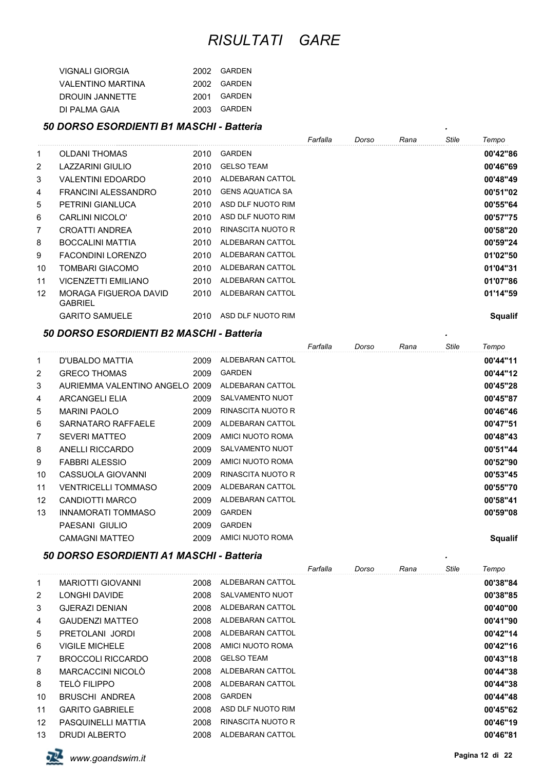# RISULTATI GARE

| | | |
|---|---|---|
| VIGNALI GIORGIA | 2002 | GARDEN |
| VALENTINO MARTINA | 2002 | GARDEN |
| DROUIN JANNETTE | 2001 | GARDEN |
| DI PALMA GAIA | 2003 | GARDEN |

### 50 DORSO ESORDIENTI B1 MASCHI - Batteria

| | | | | Farfalla | Dorso | Rana | Stile | Tempo |
|---|---|---|---|---|---|---|---|---|
| 1 | OLDANI THOMAS | 2010 | GARDEN | | | | | **00'42"86** |
| 2 | LAZZARINI GIULIO | 2010 | GELSO TEAM | | | | | **00'46"69** |
| 3 | VALENTINI EDOARDO | 2010 | ALDEBARAN CATTOL | | | | | **00'48"49** |
| 4 | FRANCINI ALESSANDRO | 2010 | GENS AQUATICA SA | | | | | **00'51"02** |
| 5 | PETRINI GIANLUCA | 2010 | ASD DLF NUOTO RIM | | | | | **00'55"64** |
| 6 | CARLINI NICOLO' | 2010 | ASD DLF NUOTO RIM | | | | | **00'57"75** |
| 7 | CROATTI ANDREA | 2010 | RINASCITA NUOTO R | | | | | **00'58"20** |
| 8 | BOCCALINI MATTIA | 2010 | ALDEBARAN CATTOL | | | | | **00'59"24** |
| 9 | FACONDINI LORENZO | 2010 | ALDEBARAN CATTOL | | | | | **01'02"50** |
| 10 | TOMBARI GIACOMO | 2010 | ALDEBARAN CATTOL | | | | | **01'04"31** |
| 11 | VICENZETTI EMILIANO | 2010 | ALDEBARAN CATTOL | | | | | **01'07"86** |
| 12 | MORAGA FIGUEROA DAVID GABRIEL | 2010 | ALDEBARAN CATTOL | | | | | **01'14"59** |
| | GARITO SAMUELE | 2010 | ASD DLF NUOTO RIM | | | | | **Squalif** |

### 50 DORSO ESORDIENTI B2 MASCHI - Batteria

| | | | | Farfalla | Dorso | Rana | Stile | Tempo |
|---|---|---|---|---|---|---|---|---|
| 1 | D'UBALDO MATTIA | 2009 | ALDEBARAN CATTOL | | | | | **00'44"11** |
| 2 | GRECO THOMAS | 2009 | GARDEN | | | | | **00'44"12** |
| 3 | AURIEMMA VALENTINO ANGELO | 2009 | ALDEBARAN CATTOL | | | | | **00'45"28** |
| 4 | ARCANGELI ELIA | 2009 | SALVAMENTO NUOT | | | | | **00'45"87** |
| 5 | MARINI PAOLO | 2009 | RINASCITA NUOTO R | | | | | **00'46"46** |
| 6 | SARNATARO RAFFAELE | 2009 | ALDEBARAN CATTOL | | | | | **00'47"51** |
| 7 | SEVERI MATTEO | 2009 | AMICI NUOTO ROMA | | | | | **00'48"43** |
| 8 | ANELLI RICCARDO | 2009 | SALVAMENTO NUOT | | | | | **00'51"44** |
| 9 | FABBRI ALESSIO | 2009 | AMICI NUOTO ROMA | | | | | **00'52"90** |
| 10 | CASSUOLA GIOVANNI | 2009 | RINASCITA NUOTO R | | | | | **00'53"45** |
| 11 | VENTRICELLI TOMMASO | 2009 | ALDEBARAN CATTOL | | | | | **00'55"70** |
| 12 | CANDIOTTI MARCO | 2009 | ALDEBARAN CATTOL | | | | | **00'58"41** |
| 13 | INNAMORATI TOMMASO | 2009 | GARDEN | | | | | **00'59"08** |
| | PAESANI GIULIO | 2009 | GARDEN | | | | | |
| | CAMAGNI MATTEO | 2009 | AMICI NUOTO ROMA | | | | | **Squalif** |

### 50 DORSO ESORDIENTI A1 MASCHI - Batteria

| | | | | Farfalla | Dorso | Rana | Stile | Tempo |
|---|---|---|---|---|---|---|---|---|
| 1 | MARIOTTI GIOVANNI | 2008 | ALDEBARAN CATTOL | | | | | **00'38"84** |
| 2 | LONGHI DAVIDE | 2008 | SALVAMENTO NUOT | | | | | **00'38"85** |
| 3 | GJERAZI DENIAN | 2008 | ALDEBARAN CATTOL | | | | | **00'40"00** |
| 4 | GAUDENZI MATTEO | 2008 | ALDEBARAN CATTOL | | | | | **00'41"90** |
| 5 | PRETOLANI JORDI | 2008 | ALDEBARAN CATTOL | | | | | **00'42"14** |
| 6 | VIGILE MICHELE | 2008 | AMICI NUOTO ROMA | | | | | **00'42"16** |
| 7 | BROCCOLI RICCARDO | 2008 | GELSO TEAM | | | | | **00'43"18** |
| 8 | MARCACCINI NICOLÒ | 2008 | ALDEBARAN CATTOL | | | | | **00'44"38** |
| 8 | TELÒ FILIPPO | 2008 | ALDEBARAN CATTOL | | | | | **00'44"38** |
| 10 | BRUSCHI ANDREA | 2008 | GARDEN | | | | | **00'44"48** |
| 11 | GARITO GABRIELE | 2008 | ASD DLF NUOTO RIM | | | | | **00'45"62** |
| 12 | PASQUINELLI MATTIA | 2008 | RINASCITA NUOTO R | | | | | **00'46"19** |
| 13 | DRUDI ALBERTO | 2008 | ALDEBARAN CATTOL | | | | | **00'46"81** |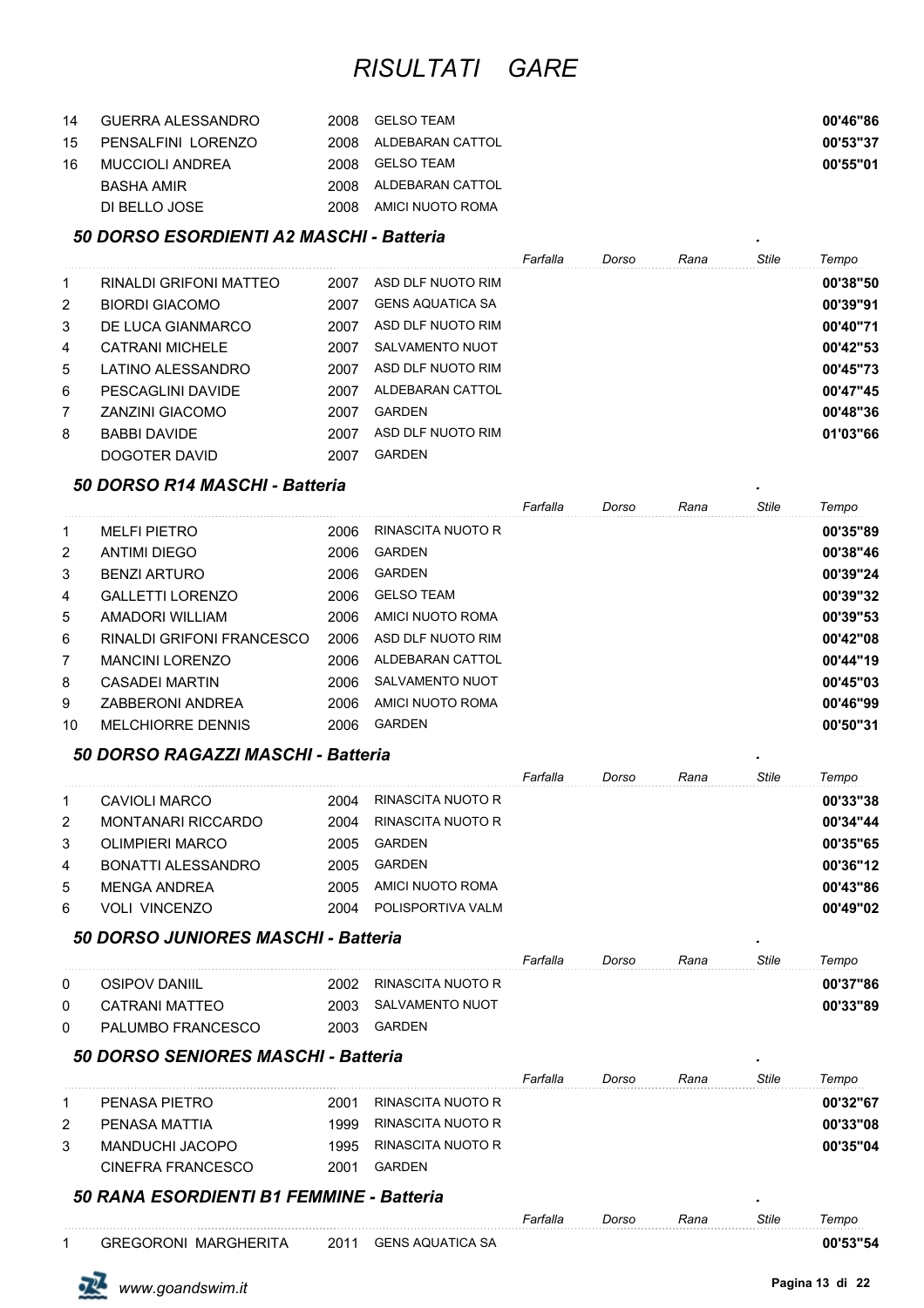| | | | | | | | | |
|---|---|---|---|---|---|---|---|---|
| 14 | GUERRA ALESSANDRO | 2008 | GELSO TEAM | | | | | 00'46"86 |
| 15 | PENSALFINI LORENZO | 2008 | ALDEBARAN CATTOL | | | | | 00'53"37 |
| 16 | MUCCIOLI ANDREA | 2008 | GELSO TEAM | | | | | 00'55"01 |
| | BASHA AMIR | 2008 | ALDEBARAN CATTOL | | | | | |
| | DI BELLO JOSE | 2008 | AMICI NUOTO ROMA | | | | | |

### 50 DORSO ESORDIENTI A2 MASCHI - Batteria

| | | | | Farfalla | Dorso | Rana | Stile | Tempo |
|---|---|---|---|---|---|---|---|---|
| 1 | RINALDI GRIFONI MATTEO | 2007 | ASD DLF NUOTO RIM | | | | | 00'38"50 |
| 2 | BIORDI GIACOMO | 2007 | GENS AQUATICA SA | | | | | 00'39"91 |
| 3 | DE LUCA GIANMARCO | 2007 | ASD DLF NUOTO RIM | | | | | 00'40"71 |
| 4 | CATRANI MICHELE | 2007 | SALVAMENTO NUOT | | | | | 00'42"53 |
| 5 | LATINO ALESSANDRO | 2007 | ASD DLF NUOTO RIM | | | | | 00'45"73 |
| 6 | PESCAGLINI DAVIDE | 2007 | ALDEBARAN CATTOL | | | | | 00'47"45 |
| 7 | ZANZINI GIACOMO | 2007 | GARDEN | | | | | 00'48"36 |
| 8 | BABBI DAVIDE | 2007 | ASD DLF NUOTO RIM | | | | | 01'03"66 |
| | DOGOTER DAVID | 2007 | GARDEN | | | | | |

### 50 DORSO R14 MASCHI - Batteria

| | | | | Farfalla | Dorso | Rana | Stile | Tempo |
|---|---|---|---|---|---|---|---|---|
| 1 | MELFI PIETRO | 2006 | RINASCITA NUOTO R | | | | | 00'35"89 |
| 2 | ANTIMI DIEGO | 2006 | GARDEN | | | | | 00'38"46 |
| 3 | BENZI ARTURO | 2006 | GARDEN | | | | | 00'39"24 |
| 4 | GALLETTI LORENZO | 2006 | GELSO TEAM | | | | | 00'39"32 |
| 5 | AMADORI WILLIAM | 2006 | AMICI NUOTO ROMA | | | | | 00'39"53 |
| 6 | RINALDI GRIFONI FRANCESCO | 2006 | ASD DLF NUOTO RIM | | | | | 00'42"08 |
| 7 | MANCINI LORENZO | 2006 | ALDEBARAN CATTOL | | | | | 00'44"19 |
| 8 | CASADEI MARTIN | 2006 | SALVAMENTO NUOT | | | | | 00'45"03 |
| 9 | ZABBERONI ANDREA | 2006 | AMICI NUOTO ROMA | | | | | 00'46"99 |
| 10 | MELCHIORRE DENNIS | 2006 | GARDEN | | | | | 00'50"31 |

### 50 DORSO RAGAZZI MASCHI - Batteria

| | | | | Farfalla | Dorso | Rana | Stile | Tempo |
|---|---|---|---|---|---|---|---|---|
| 1 | CAVIOLI MARCO | 2004 | RINASCITA NUOTO R | | | | | 00'33"38 |
| 2 | MONTANARI RICCARDO | 2004 | RINASCITA NUOTO R | | | | | 00'34"44 |
| 3 | OLIMPIERI MARCO | 2005 | GARDEN | | | | | 00'35"65 |
| 4 | BONATTI ALESSANDRO | 2005 | GARDEN | | | | | 00'36"12 |
| 5 | MENGA ANDREA | 2005 | AMICI NUOTO ROMA | | | | | 00'43"86 |
| 6 | VOLI VINCENZO | 2004 | POLISPORTIVA VALM | | | | | 00'49"02 |

### 50 DORSO JUNIORES MASCHI - Batteria

| | | | | Farfalla | Dorso | Rana | Stile | Tempo |
|---|---|---|---|---|---|---|---|---|
| 0 | OSIPOV DANIIL | 2002 | RINASCITA NUOTO R | | | | | 00'37"86 |
| 0 | CATRANI MATTEO | 2003 | SALVAMENTO NUOT | | | | | 00'33"89 |
| 0 | PALUMBO FRANCESCO | 2003 | GARDEN | | | | | |

### 50 DORSO SENIORES MASCHI - Batteria

| | | | | Farfalla | Dorso | Rana | Stile | Tempo |
|---|---|---|---|---|---|---|---|---|
| 1 | PENASA PIETRO | 2001 | RINASCITA NUOTO R | | | | | 00'32"67 |
| 2 | PENASA MATTIA | 1999 | RINASCITA NUOTO R | | | | | 00'33"08 |
| 3 | MANDUCHI JACOPO | 1995 | RINASCITA NUOTO R | | | | | 00'35"04 |
| | CINEFRA FRANCESCO | 2001 | GARDEN | | | | | |

### 50 RANA ESORDIENTI B1 FEMMINE - Batteria

| | | | | Farfalla | Dorso | Rana | Stile | Tempo |
|---|---|---|---|---|---|---|---|---|
| 1 | GREGORONI MARGHERITA | 2011 | GENS AQUATICA SA | | | | | 00'53"54 |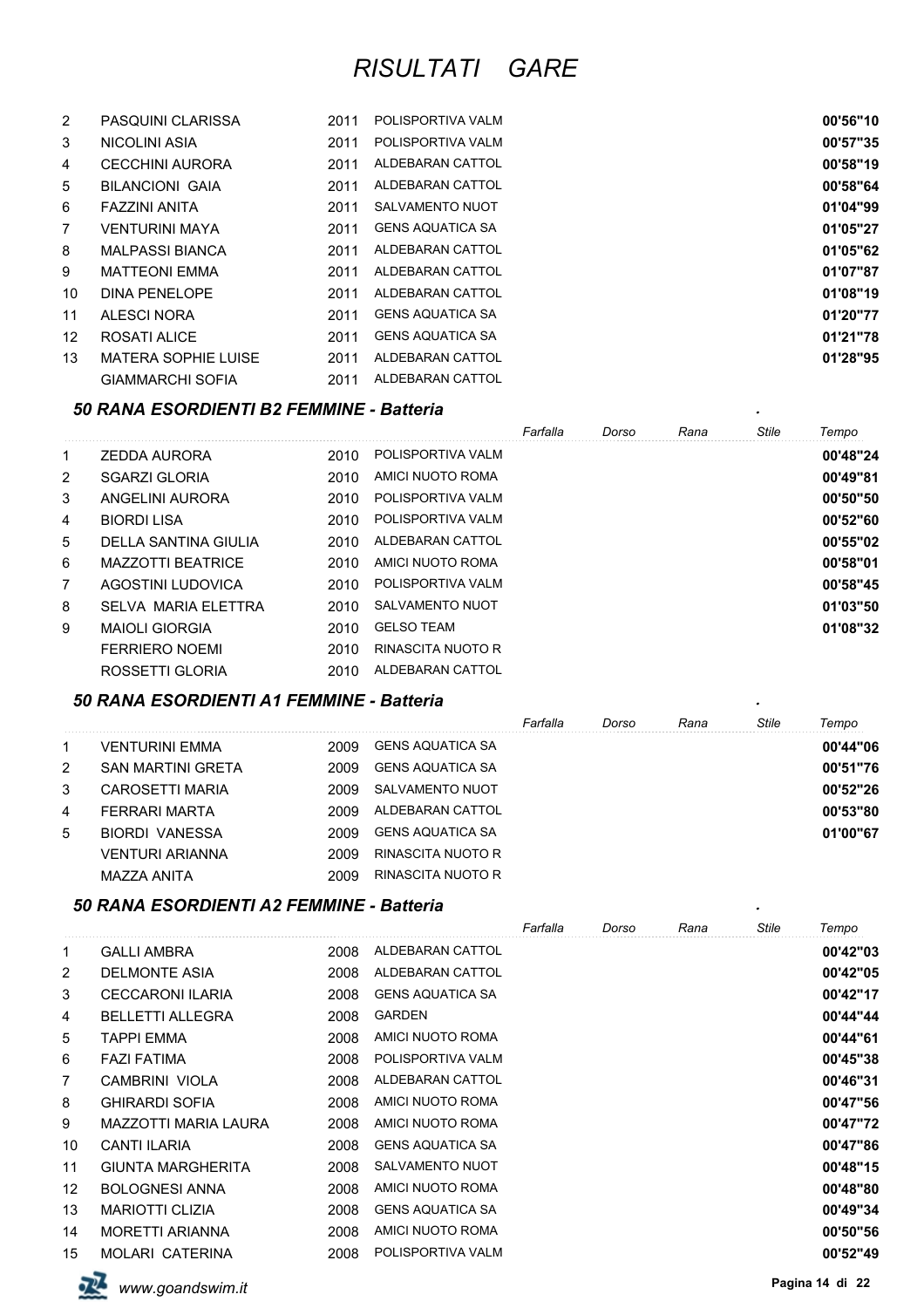# RISULTATI GARE

| | | | | Tempo |
|---|---|---|---|---|
| 2 | PASQUINI CLARISSA | 2011 | POLISPORTIVA VALM | 00'56"10 |
| 3 | NICOLINI ASIA | 2011 | POLISPORTIVA VALM | 00'57"35 |
| 4 | CECCHINI AURORA | 2011 | ALDEBARAN CATTOL | 00'58"19 |
| 5 | BILANCIONI GAIA | 2011 | ALDEBARAN CATTOL | 00'58"64 |
| 6 | FAZZINI ANITA | 2011 | SALVAMENTO NUOT | 01'04"99 |
| 7 | VENTURINI MAYA | 2011 | GENS AQUATICA SA | 01'05"27 |
| 8 | MALPASSI BIANCA | 2011 | ALDEBARAN CATTOL | 01'05"62 |
| 9 | MATTEONI EMMA | 2011 | ALDEBARAN CATTOL | 01'07"87 |
| 10 | DINA PENELOPE | 2011 | ALDEBARAN CATTOL | 01'08"19 |
| 11 | ALESCI NORA | 2011 | GENS AQUATICA SA | 01'20"77 |
| 12 | ROSATI ALICE | 2011 | GENS AQUATICA SA | 01'21"78 |
| 13 | MATERA SOPHIE LUISE | 2011 | ALDEBARAN CATTOL | 01'28"95 |
| | GIAMMARCHI SOFIA | 2011 | ALDEBARAN CATTOL | |

### *50 RANA ESORDIENTI B2 FEMMINE - Batteria*

| | | | | Farfalla | Dorso | Rana | Stile | Tempo |
|---|---|---|---|---|---|---|---|---|
| 1 | ZEDDA AURORA | 2010 | POLISPORTIVA VALM | | | | | 00'48"24 |
| 2 | SGARZI GLORIA | 2010 | AMICI NUOTO ROMA | | | | | 00'49"81 |
| 3 | ANGELINI AURORA | 2010 | POLISPORTIVA VALM | | | | | 00'50"50 |
| 4 | BIORDI LISA | 2010 | POLISPORTIVA VALM | | | | | 00'52"60 |
| 5 | DELLA SANTINA GIULIA | 2010 | ALDEBARAN CATTOL | | | | | 00'55"02 |
| 6 | MAZZOTTI BEATRICE | 2010 | AMICI NUOTO ROMA | | | | | 00'58"01 |
| 7 | AGOSTINI LUDOVICA | 2010 | POLISPORTIVA VALM | | | | | 00'58"45 |
| 8 | SELVA MARIA ELETTRA | 2010 | SALVAMENTO NUOT | | | | | 01'03"50 |
| 9 | MAIOLI GIORGIA | 2010 | GELSO TEAM | | | | | 01'08"32 |
| | FERRIERO NOEMI | 2010 | RINASCITA NUOTO R | | | | | |
| | ROSSETTI GLORIA | 2010 | ALDEBARAN CATTOL | | | | | |

### *50 RANA ESORDIENTI A1 FEMMINE - Batteria*

| | | | | Farfalla | Dorso | Rana | Stile | Tempo |
|---|---|---|---|---|---|---|---|---|
| 1 | VENTURINI EMMA | 2009 | GENS AQUATICA SA | | | | | 00'44"06 |
| 2 | SAN MARTINI GRETA | 2009 | GENS AQUATICA SA | | | | | 00'51"76 |
| 3 | CAROSETTI MARIA | 2009 | SALVAMENTO NUOT | | | | | 00'52"26 |
| 4 | FERRARI MARTA | 2009 | ALDEBARAN CATTOL | | | | | 00'53"80 |
| 5 | BIORDI VANESSA | 2009 | GENS AQUATICA SA | | | | | 01'00"67 |
| | VENTURI ARIANNA | 2009 | RINASCITA NUOTO R | | | | | |
| | MAZZA ANITA | 2009 | RINASCITA NUOTO R | | | | | |

### *50 RANA ESORDIENTI A2 FEMMINE - Batteria*

| | | | | Farfalla | Dorso | Rana | Stile | Tempo |
|---|---|---|---|---|---|---|---|---|
| 1 | GALLI AMBRA | 2008 | ALDEBARAN CATTOL | | | | | 00'42"03 |
| 2 | DELMONTE ASIA | 2008 | ALDEBARAN CATTOL | | | | | 00'42"05 |
| 3 | CECCARONI ILARIA | 2008 | GENS AQUATICA SA | | | | | 00'42"17 |
| 4 | BELLETTI ALLEGRA | 2008 | GARDEN | | | | | 00'44"44 |
| 5 | TAPPI EMMA | 2008 | AMICI NUOTO ROMA | | | | | 00'44"61 |
| 6 | FAZI FATIMA | 2008 | POLISPORTIVA VALM | | | | | 00'45"38 |
| 7 | CAMBRINI VIOLA | 2008 | ALDEBARAN CATTOL | | | | | 00'46"31 |
| 8 | GHIRARDI SOFIA | 2008 | AMICI NUOTO ROMA | | | | | 00'47"56 |
| 9 | MAZZOTTI MARIA LAURA | 2008 | AMICI NUOTO ROMA | | | | | 00'47"72 |
| 10 | CANTI ILARIA | 2008 | GENS AQUATICA SA | | | | | 00'47"86 |
| 11 | GIUNTA MARGHERITA | 2008 | SALVAMENTO NUOT | | | | | 00'48"15 |
| 12 | BOLOGNESI ANNA | 2008 | AMICI NUOTO ROMA | | | | | 00'48"80 |
| 13 | MARIOTTI CLIZIA | 2008 | GENS AQUATICA SA | | | | | 00'49"34 |
| 14 | MORETTI ARIANNA | 2008 | AMICI NUOTO ROMA | | | | | 00'50"56 |
| 15 | MOLARI CATERINA | 2008 | POLISPORTIVA VALM | | | | | 00'52"49 |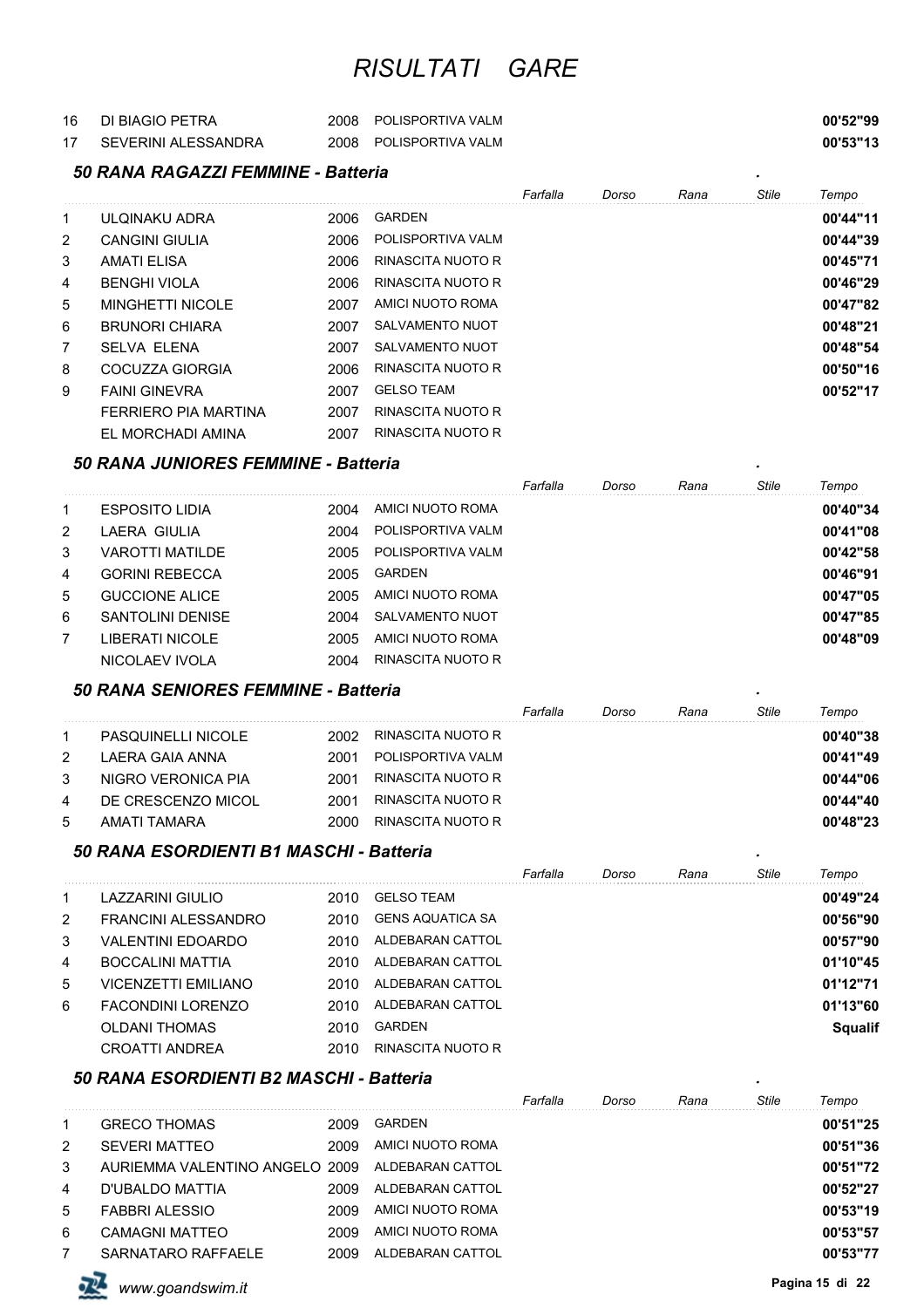# RISULTATI GARE

| | | | | Farfalla | Dorso | Rana | Stile | Tempo |
|---|---|---|---|---|---|---|---|---|
| 16 | DI BIAGIO PETRA | 2008 | POLISPORTIVA VALM | | | | | **00'52"99** |
| 17 | SEVERINI ALESSANDRA | 2008 | POLISPORTIVA VALM | | | | | **00'53"13** |

### 50 RANA RAGAZZI FEMMINE - Batteria

| | | | | Farfalla | Dorso | Rana | Stile | Tempo |
|---|---|---|---|---|---|---|---|---|
| 1 | ULQINAKU ADRA | 2006 | GARDEN | | | | | **00'44"11** |
| 2 | CANGINI GIULIA | 2006 | POLISPORTIVA VALM | | | | | **00'44"39** |
| 3 | AMATI ELISA | 2006 | RINASCITA NUOTO R | | | | | **00'45"71** |
| 4 | BENGHI VIOLA | 2006 | RINASCITA NUOTO R | | | | | **00'46"29** |
| 5 | MINGHETTI NICOLE | 2007 | AMICI NUOTO ROMA | | | | | **00'47"82** |
| 6 | BRUNORI CHIARA | 2007 | SALVAMENTO NUOT | | | | | **00'48"21** |
| 7 | SELVA ELENA | 2007 | SALVAMENTO NUOT | | | | | **00'48"54** |
| 8 | COCUZZA GIORGIA | 2006 | RINASCITA NUOTO R | | | | | **00'50"16** |
| 9 | FAINI GINEVRA | 2007 | GELSO TEAM | | | | | **00'52"17** |
| | FERRIERO PIA MARTINA | 2007 | RINASCITA NUOTO R | | | | | |
| | EL MORCHADI AMINA | 2007 | RINASCITA NUOTO R | | | | | |

### 50 RANA JUNIORES FEMMINE - Batteria

| | | | | Farfalla | Dorso | Rana | Stile | Tempo |
|---|---|---|---|---|---|---|---|---|
| 1 | ESPOSITO LIDIA | 2004 | AMICI NUOTO ROMA | | | | | **00'40"34** |
| 2 | LAERA GIULIA | 2004 | POLISPORTIVA VALM | | | | | **00'41"08** |
| 3 | VAROTTI MATILDE | 2005 | POLISPORTIVA VALM | | | | | **00'42"58** |
| 4 | GORINI REBECCA | 2005 | GARDEN | | | | | **00'46"91** |
| 5 | GUCCIONE ALICE | 2005 | AMICI NUOTO ROMA | | | | | **00'47"05** |
| 6 | SANTOLINI DENISE | 2004 | SALVAMENTO NUOT | | | | | **00'47"85** |
| 7 | LIBERATI NICOLE | 2005 | AMICI NUOTO ROMA | | | | | **00'48"09** |
| | NICOLAEV IVOLA | 2004 | RINASCITA NUOTO R | | | | | |

### 50 RANA SENIORES FEMMINE - Batteria

| | | | | Farfalla | Dorso | Rana | Stile | Tempo |
|---|---|---|---|---|---|---|---|---|
| 1 | PASQUINELLI NICOLE | 2002 | RINASCITA NUOTO R | | | | | **00'40"38** |
| 2 | LAERA GAIA ANNA | 2001 | POLISPORTIVA VALM | | | | | **00'41"49** |
| 3 | NIGRO VERONICA PIA | 2001 | RINASCITA NUOTO R | | | | | **00'44"06** |
| 4 | DE CRESCENZO MICOL | 2001 | RINASCITA NUOTO R | | | | | **00'44"40** |
| 5 | AMATI TAMARA | 2000 | RINASCITA NUOTO R | | | | | **00'48"23** |

### 50 RANA ESORDIENTI B1 MASCHI - Batteria

| | | | | Farfalla | Dorso | Rana | Stile | Tempo |
|---|---|---|---|---|---|---|---|---|
| 1 | LAZZARINI GIULIO | 2010 | GELSO TEAM | | | | | **00'49"24** |
| 2 | FRANCINI ALESSANDRO | 2010 | GENS AQUATICA SA | | | | | **00'56"90** |
| 3 | VALENTINI EDOARDO | 2010 | ALDEBARAN CATTOL | | | | | **00'57"90** |
| 4 | BOCCALINI MATTIA | 2010 | ALDEBARAN CATTOL | | | | | **01'10"45** |
| 5 | VICENZETTI EMILIANO | 2010 | ALDEBARAN CATTOL | | | | | **01'12"71** |
| 6 | FACONDINI LORENZO | 2010 | ALDEBARAN CATTOL | | | | | **01'13"60** |
| | OLDANI THOMAS | 2010 | GARDEN | | | | | **Squalif** |
| | CROATTI ANDREA | 2010 | RINASCITA NUOTO R | | | | | |

### 50 RANA ESORDIENTI B2 MASCHI - Batteria

| | | | | Farfalla | Dorso | Rana | Stile | Tempo |
|---|---|---|---|---|---|---|---|---|
| 1 | GRECO THOMAS | 2009 | GARDEN | | | | | **00'51"25** |
| 2 | SEVERI MATTEO | 2009 | AMICI NUOTO ROMA | | | | | **00'51"36** |
| 3 | AURIEMMA VALENTINO ANGELO | 2009 | ALDEBARAN CATTOL | | | | | **00'51"72** |
| 4 | D'UBALDO MATTIA | 2009 | ALDEBARAN CATTOL | | | | | **00'52"27** |
| 5 | FABBRI ALESSIO | 2009 | AMICI NUOTO ROMA | | | | | **00'53"19** |
| 6 | CAMAGNI MATTEO | 2009 | AMICI NUOTO ROMA | | | | | **00'53"57** |
| 7 | SARNATARO RAFFAELE | 2009 | ALDEBARAN CATTOL | | | | | **00'53"77** |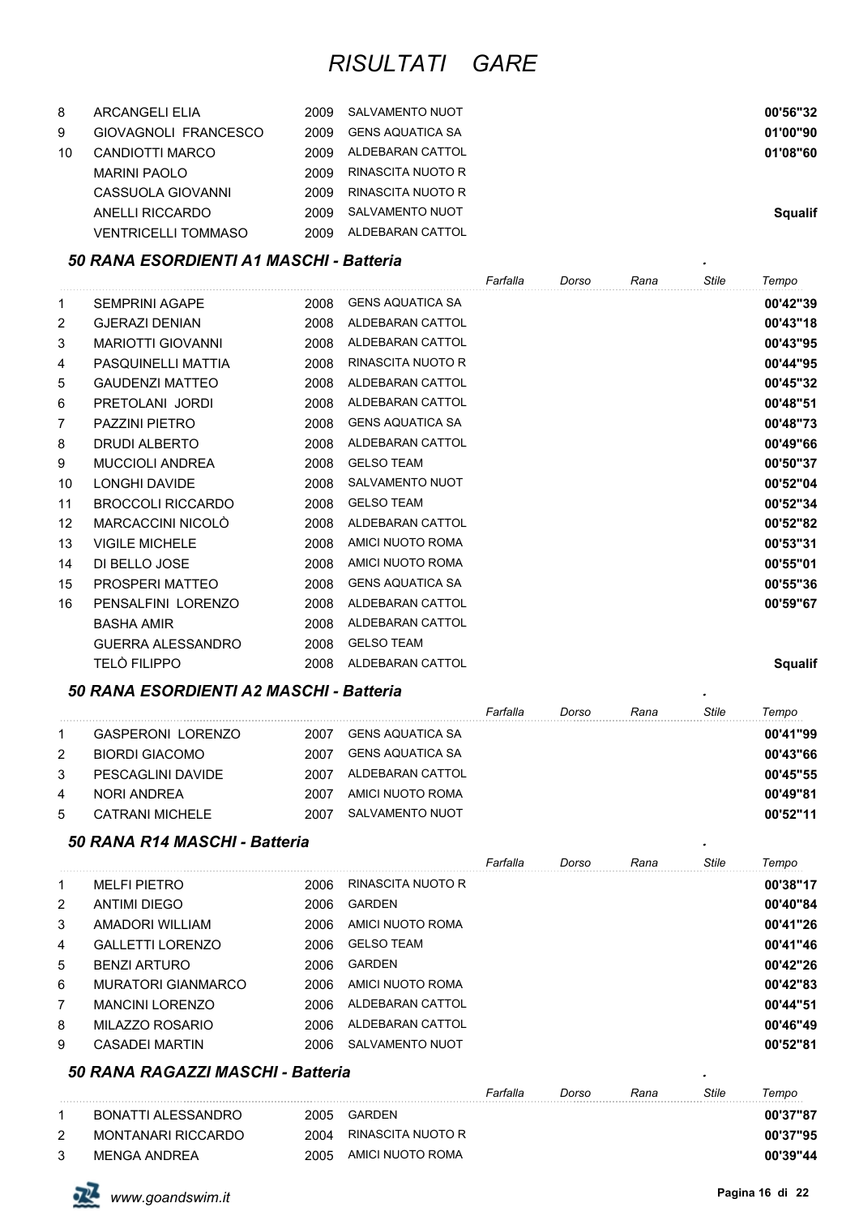# RISULTATI GARE

| | | | | | | | | |
|---|---|---|---|---|---|---|---|---|
| 8 | ARCANGELI ELIA | 2009 | SALVAMENTO NUOT | | | | | **00'56"32** |
| 9 | GIOVAGNOLI FRANCESCO | 2009 | GENS AQUATICA SA | | | | | **01'00"90** |
| 10 | CANDIOTTI MARCO | 2009 | ALDEBARAN CATTOL | | | | | **01'08"60** |
| | MARINI PAOLO | 2009 | RINASCITA NUOTO R | | | | | |
| | CASSUOLA GIOVANNI | 2009 | RINASCITA NUOTO R | | | | | |
| | ANELLI RICCARDO | 2009 | SALVAMENTO NUOT | | | | | **Squalif** |
| | VENTRICELLI TOMMASO | 2009 | ALDEBARAN CATTOL | | | | | |

### *50 RANA ESORDIENTI A1 MASCHI - Batteria*

| | | | | *Farfalla* | *Dorso* | *Rana* | *Stile* | *Tempo* |
|---|---|---|---|---|---|---|---|---|
| 1 | SEMPRINI AGAPE | 2008 | GENS AQUATICA SA | | | | | **00'42"39** |
| 2 | GJERAZI DENIAN | 2008 | ALDEBARAN CATTOL | | | | | **00'43"18** |
| 3 | MARIOTTI GIOVANNI | 2008 | ALDEBARAN CATTOL | | | | | **00'43"95** |
| 4 | PASQUINELLI MATTIA | 2008 | RINASCITA NUOTO R | | | | | **00'44"95** |
| 5 | GAUDENZI MATTEO | 2008 | ALDEBARAN CATTOL | | | | | **00'45"32** |
| 6 | PRETOLANI JORDI | 2008 | ALDEBARAN CATTOL | | | | | **00'48"51** |
| 7 | PAZZINI PIETRO | 2008 | GENS AQUATICA SA | | | | | **00'48"73** |
| 8 | DRUDI ALBERTO | 2008 | ALDEBARAN CATTOL | | | | | **00'49"66** |
| 9 | MUCCIOLI ANDREA | 2008 | GELSO TEAM | | | | | **00'50"37** |
| 10 | LONGHI DAVIDE | 2008 | SALVAMENTO NUOT | | | | | **00'52"04** |
| 11 | BROCCOLI RICCARDO | 2008 | GELSO TEAM | | | | | **00'52"34** |
| 12 | MARCACCINI NICOLÒ | 2008 | ALDEBARAN CATTOL | | | | | **00'52"82** |
| 13 | VIGILE MICHELE | 2008 | AMICI NUOTO ROMA | | | | | **00'53"31** |
| 14 | DI BELLO JOSE | 2008 | AMICI NUOTO ROMA | | | | | **00'55"01** |
| 15 | PROSPERI MATTEO | 2008 | GENS AQUATICA SA | | | | | **00'55"36** |
| 16 | PENSALFINI LORENZO | 2008 | ALDEBARAN CATTOL | | | | | **00'59"67** |
| | BASHA AMIR | 2008 | ALDEBARAN CATTOL | | | | | |
| | GUERRA ALESSANDRO | 2008 | GELSO TEAM | | | | | |
| | TELÒ FILIPPO | 2008 | ALDEBARAN CATTOL | | | | | **Squalif** |

### *50 RANA ESORDIENTI A2 MASCHI - Batteria*

| | | | | *Farfalla* | *Dorso* | *Rana* | *Stile* | *Tempo* |
|---|---|---|---|---|---|---|---|---|
| 1 | GASPERONI LORENZO | 2007 | GENS AQUATICA SA | | | | | **00'41"99** |
| 2 | BIORDI GIACOMO | 2007 | GENS AQUATICA SA | | | | | **00'43"66** |
| 3 | PESCAGLINI DAVIDE | 2007 | ALDEBARAN CATTOL | | | | | **00'45"55** |
| 4 | NORI ANDREA | 2007 | AMICI NUOTO ROMA | | | | | **00'49"81** |
| 5 | CATRANI MICHELE | 2007 | SALVAMENTO NUOT | | | | | **00'52"11** |

### *50 RANA R14 MASCHI - Batteria*

| | | | | *Farfalla* | *Dorso* | *Rana* | *Stile* | *Tempo* |
|---|---|---|---|---|---|---|---|---|
| 1 | MELFI PIETRO | 2006 | RINASCITA NUOTO R | | | | | **00'38"17** |
| 2 | ANTIMI DIEGO | 2006 | GARDEN | | | | | **00'40"84** |
| 3 | AMADORI WILLIAM | 2006 | AMICI NUOTO ROMA | | | | | **00'41"26** |
| 4 | GALLETTI LORENZO | 2006 | GELSO TEAM | | | | | **00'41"46** |
| 5 | BENZI ARTURO | 2006 | GARDEN | | | | | **00'42"26** |
| 6 | MURATORI GIANMARCO | 2006 | AMICI NUOTO ROMA | | | | | **00'42"83** |
| 7 | MANCINI LORENZO | 2006 | ALDEBARAN CATTOL | | | | | **00'44"51** |
| 8 | MILAZZO ROSARIO | 2006 | ALDEBARAN CATTOL | | | | | **00'46"49** |
| 9 | CASADEI MARTIN | 2006 | SALVAMENTO NUOT | | | | | **00'52"81** |

### *50 RANA RAGAZZI MASCHI - Batteria*

| | | | | *Farfalla* | *Dorso* | *Rana* | *Stile* | *Tempo* |
|---|---|---|---|---|---|---|---|---|
| 1 | BONATTI ALESSANDRO | 2005 | GARDEN | | | | | **00'37"87** |
| 2 | MONTANARI RICCARDO | 2004 | RINASCITA NUOTO R | | | | | **00'37"95** |
| 3 | MENGA ANDREA | 2005 | AMICI NUOTO ROMA | | | | | **00'39"44** |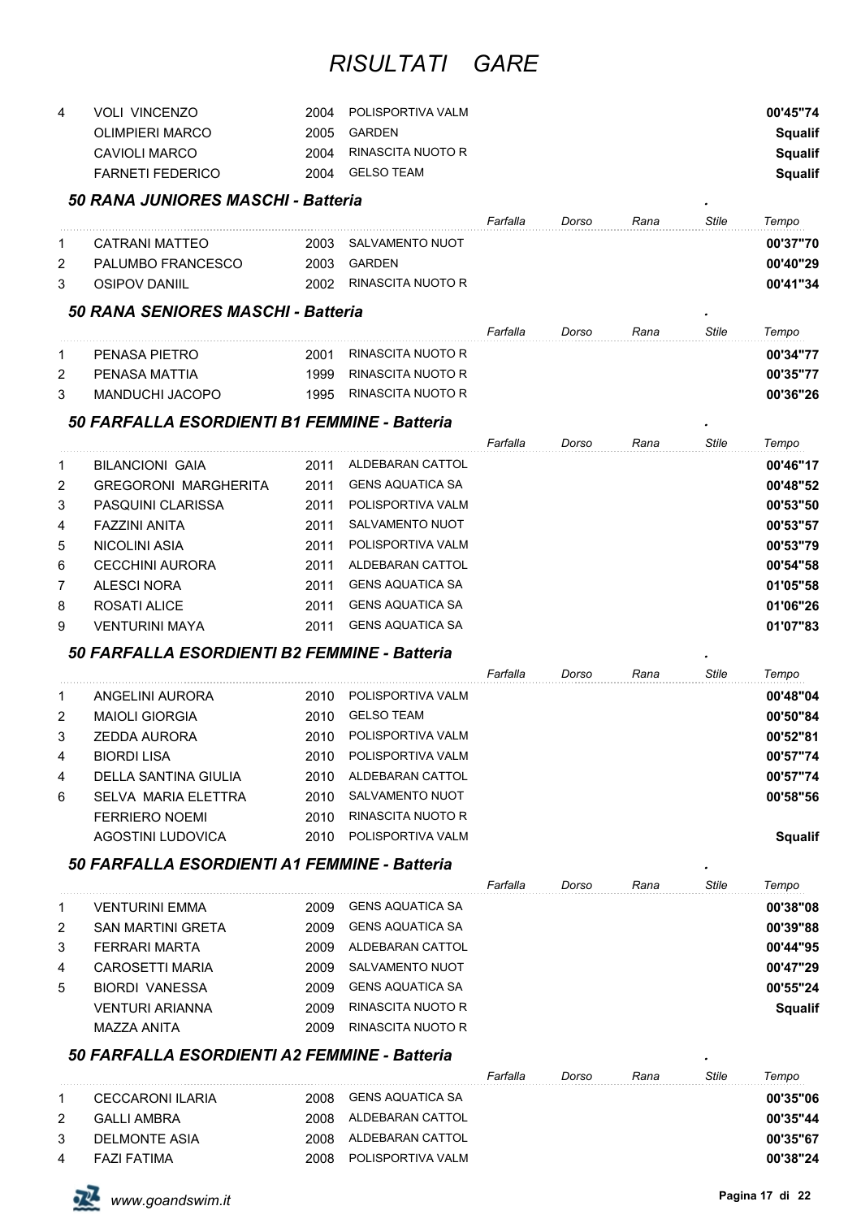| | | | | | | | | |
|---|---|---|---|---|---|---|---|---|
| 4 | VOLI VINCENZO | 2004 | POLISPORTIVA VALM | | | | | **00'45"74** |
| | OLIMPIERI MARCO | 2005 | GARDEN | | | | | **Squalif** |
| | CAVIOLI MARCO | 2004 | RINASCITA NUOTO R | | | | | **Squalif** |
| | FARNETI FEDERICO | 2004 | GELSO TEAM | | | | | **Squalif** |

### *50 RANA JUNIORES MASCHI - Batteria*

| | | | | *Farfalla* | *Dorso* | *Rana* | *Stile* | *Tempo* |
|---|---|---|---|---|---|---|---|---|
| 1 | CATRANI MATTEO | 2003 | SALVAMENTO NUOT | | | | | **00'37"70** |
| 2 | PALUMBO FRANCESCO | 2003 | GARDEN | | | | | **00'40"29** |
| 3 | OSIPOV DANIIL | 2002 | RINASCITA NUOTO R | | | | | **00'41"34** |

### *50 RANA SENIORES MASCHI - Batteria*

| | | | | *Farfalla* | *Dorso* | *Rana* | *Stile* | *Tempo* |
|---|---|---|---|---|---|---|---|---|
| 1 | PENASA PIETRO | 2001 | RINASCITA NUOTO R | | | | | **00'34"77** |
| 2 | PENASA MATTIA | 1999 | RINASCITA NUOTO R | | | | | **00'35"77** |
| 3 | MANDUCHI JACOPO | 1995 | RINASCITA NUOTO R | | | | | **00'36"26** |

### *50 FARFALLA ESORDIENTI B1 FEMMINE - Batteria*

| | | | | *Farfalla* | *Dorso* | *Rana* | *Stile* | *Tempo* |
|---|---|---|---|---|---|---|---|---|
| 1 | BILANCIONI GAIA | 2011 | ALDEBARAN CATTOL | | | | | **00'46"17** |
| 2 | GREGORONI MARGHERITA | 2011 | GENS AQUATICA SA | | | | | **00'48"52** |
| 3 | PASQUINI CLARISSA | 2011 | POLISPORTIVA VALM | | | | | **00'53"50** |
| 4 | FAZZINI ANITA | 2011 | SALVAMENTO NUOT | | | | | **00'53"57** |
| 5 | NICOLINI ASIA | 2011 | POLISPORTIVA VALM | | | | | **00'53"79** |
| 6 | CECCHINI AURORA | 2011 | ALDEBARAN CATTOL | | | | | **00'54"58** |
| 7 | ALESCI NORA | 2011 | GENS AQUATICA SA | | | | | **01'05"58** |
| 8 | ROSATI ALICE | 2011 | GENS AQUATICA SA | | | | | **01'06"26** |
| 9 | VENTURINI MAYA | 2011 | GENS AQUATICA SA | | | | | **01'07"83** |

### *50 FARFALLA ESORDIENTI B2 FEMMINE - Batteria*

| | | | | *Farfalla* | *Dorso* | *Rana* | *Stile* | *Tempo* |
|---|---|---|---|---|---|---|---|---|
| 1 | ANGELINI AURORA | 2010 | POLISPORTIVA VALM | | | | | **00'48"04** |
| 2 | MAIOLI GIORGIA | 2010 | GELSO TEAM | | | | | **00'50"84** |
| 3 | ZEDDA AURORA | 2010 | POLISPORTIVA VALM | | | | | **00'52"81** |
| 4 | BIORDI LISA | 2010 | POLISPORTIVA VALM | | | | | **00'57"74** |
| 4 | DELLA SANTINA GIULIA | 2010 | ALDEBARAN CATTOL | | | | | **00'57"74** |
| 6 | SELVA MARIA ELETTRA | 2010 | SALVAMENTO NUOT | | | | | **00'58"56** |
| | FERRIERO NOEMI | 2010 | RINASCITA NUOTO R | | | | | |
| | AGOSTINI LUDOVICA | 2010 | POLISPORTIVA VALM | | | | | **Squalif** |

### *50 FARFALLA ESORDIENTI A1 FEMMINE - Batteria*

| | | | | *Farfalla* | *Dorso* | *Rana* | *Stile* | *Tempo* |
|---|---|---|---|---|---|---|---|---|
| 1 | VENTURINI EMMA | 2009 | GENS AQUATICA SA | | | | | **00'38"08** |
| 2 | SAN MARTINI GRETA | 2009 | GENS AQUATICA SA | | | | | **00'39"88** |
| 3 | FERRARI MARTA | 2009 | ALDEBARAN CATTOL | | | | | **00'44"95** |
| 4 | CAROSETTI MARIA | 2009 | SALVAMENTO NUOT | | | | | **00'47"29** |
| 5 | BIORDI VANESSA | 2009 | GENS AQUATICA SA | | | | | **00'55"24** |
| | VENTURI ARIANNA | 2009 | RINASCITA NUOTO R | | | | | **Squalif** |
| | MAZZA ANITA | 2009 | RINASCITA NUOTO R | | | | | |

### *50 FARFALLA ESORDIENTI A2 FEMMINE - Batteria*

| | | | | *Farfalla* | *Dorso* | *Rana* | *Stile* | *Tempo* |
|---|---|---|---|---|---|---|---|---|
| 1 | CECCARONI ILARIA | 2008 | GENS AQUATICA SA | | | | | **00'35"06** |
| 2 | GALLI AMBRA | 2008 | ALDEBARAN CATTOL | | | | | **00'35"44** |
| 3 | DELMONTE ASIA | 2008 | ALDEBARAN CATTOL | | | | | **00'35"67** |
| 4 | FAZI FATIMA | 2008 | POLISPORTIVA VALM | | | | | **00'38"24** |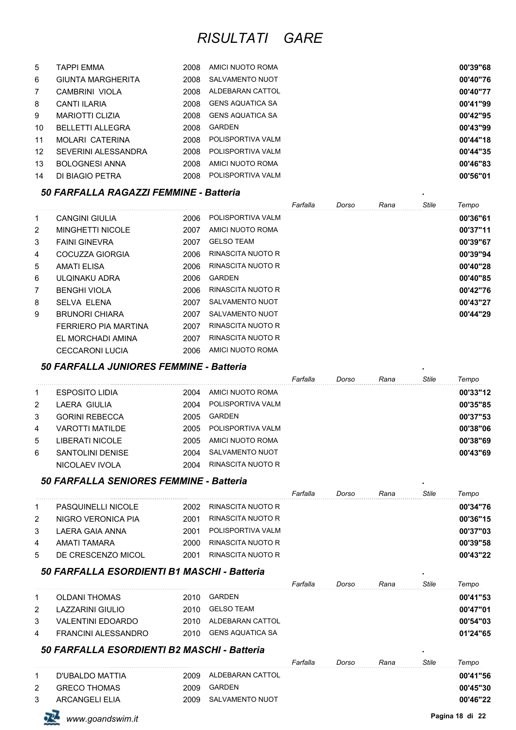# RISULTATI GARE

| | | | | | | | | |
|---|---|---|---|---|---|---|---|---|
| 5 | TAPPI EMMA | 2008 | AMICI NUOTO ROMA | | | | | **00'39"68** |
| 6 | GIUNTA MARGHERITA | 2008 | SALVAMENTO NUOT | | | | | **00'40"76** |
| 7 | CAMBRINI VIOLA | 2008 | ALDEBARAN CATTOL | | | | | **00'40"77** |
| 8 | CANTI ILARIA | 2008 | GENS AQUATICA SA | | | | | **00'41"99** |
| 9 | MARIOTTI CLIZIA | 2008 | GENS AQUATICA SA | | | | | **00'42"95** |
| 10 | BELLETTI ALLEGRA | 2008 | GARDEN | | | | | **00'43"99** |
| 11 | MOLARI CATERINA | 2008 | POLISPORTIVA VALM | | | | | **00'44"18** |
| 12 | SEVERINI ALESSANDRA | 2008 | POLISPORTIVA VALM | | | | | **00'44"35** |
| 13 | BOLOGNESI ANNA | 2008 | AMICI NUOTO ROMA | | | | | **00'46"83** |
| 14 | DI BIAGIO PETRA | 2008 | POLISPORTIVA VALM | | | | | **00'56"01** |

### *50 FARFALLA RAGAZZI FEMMINE - Batteria*

| | | | | *Farfalla* | *Dorso* | *Rana* | *Stile* | *Tempo* |
|---|---|---|---|---|---|---|---|---|
| 1 | CANGINI GIULIA | 2006 | POLISPORTIVA VALM | | | | | **00'36"61** |
| 2 | MINGHETTI NICOLE | 2007 | AMICI NUOTO ROMA | | | | | **00'37"11** |
| 3 | FAINI GINEVRA | 2007 | GELSO TEAM | | | | | **00'39"67** |
| 4 | COCUZZA GIORGIA | 2006 | RINASCITA NUOTO R | | | | | **00'39"94** |
| 5 | AMATI ELISA | 2006 | RINASCITA NUOTO R | | | | | **00'40"28** |
| 6 | ULQINAKU ADRA | 2006 | GARDEN | | | | | **00'40"85** |
| 7 | BENGHI VIOLA | 2006 | RINASCITA NUOTO R | | | | | **00'42"76** |
| 8 | SELVA ELENA | 2007 | SALVAMENTO NUOT | | | | | **00'43"27** |
| 9 | BRUNORI CHIARA | 2007 | SALVAMENTO NUOT | | | | | **00'44"29** |
| | FERRIERO PIA MARTINA | 2007 | RINASCITA NUOTO R | | | | | |
| | EL MORCHADI AMINA | 2007 | RINASCITA NUOTO R | | | | | |
| | CECCARONI LUCIA | 2006 | AMICI NUOTO ROMA | | | | | |

### *50 FARFALLA JUNIORES FEMMINE - Batteria*

| | | | | *Farfalla* | *Dorso* | *Rana* | *Stile* | *Tempo* |
|---|---|---|---|---|---|---|---|---|
| 1 | ESPOSITO LIDIA | 2004 | AMICI NUOTO ROMA | | | | | **00'33"12** |
| 2 | LAERA GIULIA | 2004 | POLISPORTIVA VALM | | | | | **00'35"85** |
| 3 | GORINI REBECCA | 2005 | GARDEN | | | | | **00'37"53** |
| 4 | VAROTTI MATILDE | 2005 | POLISPORTIVA VALM | | | | | **00'38"06** |
| 5 | LIBERATI NICOLE | 2005 | AMICI NUOTO ROMA | | | | | **00'38"69** |
| 6 | SANTOLINI DENISE | 2004 | SALVAMENTO NUOT | | | | | **00'43"69** |
| | NICOLAEV IVOLA | 2004 | RINASCITA NUOTO R | | | | | |

### *50 FARFALLA SENIORES FEMMINE - Batteria*

| | | | | *Farfalla* | *Dorso* | *Rana* | *Stile* | *Tempo* |
|---|---|---|---|---|---|---|---|---|
| 1 | PASQUINELLI NICOLE | 2002 | RINASCITA NUOTO R | | | | | **00'34"76** |
| 2 | NIGRO VERONICA PIA | 2001 | RINASCITA NUOTO R | | | | | **00'36"15** |
| 3 | LAERA GAIA ANNA | 2001 | POLISPORTIVA VALM | | | | | **00'37"03** |
| 4 | AMATI TAMARA | 2000 | RINASCITA NUOTO R | | | | | **00'39"58** |
| 5 | DE CRESCENZO MICOL | 2001 | RINASCITA NUOTO R | | | | | **00'43"22** |

### *50 FARFALLA ESORDIENTI B1 MASCHI - Batteria*

| | | | | *Farfalla* | *Dorso* | *Rana* | *Stile* | *Tempo* |
|---|---|---|---|---|---|---|---|---|
| 1 | OLDANI THOMAS | 2010 | GARDEN | | | | | **00'41"53** |
| 2 | LAZZARINI GIULIO | 2010 | GELSO TEAM | | | | | **00'47"01** |
| 3 | VALENTINI EDOARDO | 2010 | ALDEBARAN CATTOL | | | | | **00'54"03** |
| 4 | FRANCINI ALESSANDRO | 2010 | GENS AQUATICA SA | | | | | **01'24"65** |

### *50 FARFALLA ESORDIENTI B2 MASCHI - Batteria*

| | | | | *Farfalla* | *Dorso* | *Rana* | *Stile* | *Tempo* |
|---|---|---|---|---|---|---|---|---|
| 1 | D'UBALDO MATTIA | 2009 | ALDEBARAN CATTOL | | | | | **00'41"56** |
| 2 | GRECO THOMAS | 2009 | GARDEN | | | | | **00'45"30** |
| 3 | ARCANGELI ELIA | 2009 | SALVAMENTO NUOT | | | | | **00'46"22** |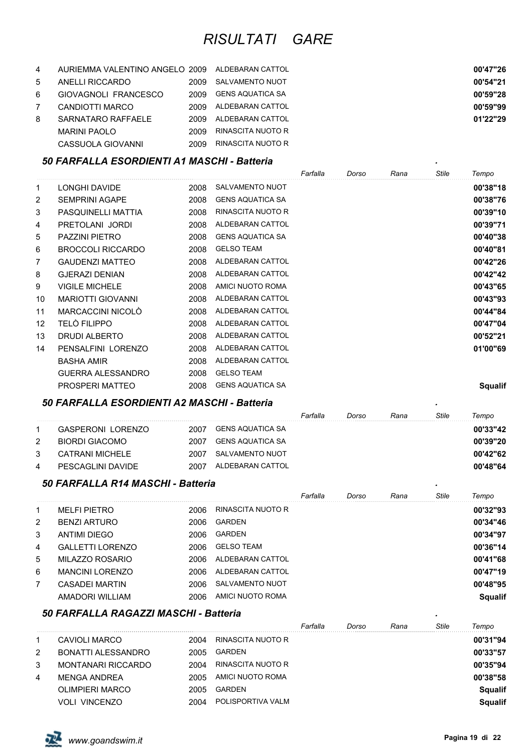# RISULTATI GARE

| | | | | Farfalla | Dorso | Rana | Stile | Tempo |
|---|---|---|---|---|---|---|---|---|
| 4 | AURIEMMA VALENTINO ANGELO | 2009 | ALDEBARAN CATTOL | | | | | **00'47"26** |
| 5 | ANELLI RICCARDO | 2009 | SALVAMENTO NUOT | | | | | **00'54"21** |
| 6 | GIOVAGNOLI FRANCESCO | 2009 | GENS AQUATICA SA | | | | | **00'59"28** |
| 7 | CANDIOTTI MARCO | 2009 | ALDEBARAN CATTOL | | | | | **00'59"99** |
| 8 | SARNATARO RAFFAELE | 2009 | ALDEBARAN CATTOL | | | | | **01'22"29** |
| | MARINI PAOLO | 2009 | RINASCITA NUOTO R | | | | | |
| | CASSUOLA GIOVANNI | 2009 | RINASCITA NUOTO R | | | | | |

### *50 FARFALLA ESORDIENTI A1 MASCHI - Batteria*

| | | | | Farfalla | Dorso | Rana | Stile | Tempo |
|---|---|---|---|---|---|---|---|---|
| 1 | LONGHI DAVIDE | 2008 | SALVAMENTO NUOT | | | | | **00'38"18** |
| 2 | SEMPRINI AGAPE | 2008 | GENS AQUATICA SA | | | | | **00'38"76** |
| 3 | PASQUINELLI MATTIA | 2008 | RINASCITA NUOTO R | | | | | **00'39"10** |
| 4 | PRETOLANI JORDI | 2008 | ALDEBARAN CATTOL | | | | | **00'39"71** |
| 5 | PAZZINI PIETRO | 2008 | GENS AQUATICA SA | | | | | **00'40"38** |
| 6 | BROCCOLI RICCARDO | 2008 | GELSO TEAM | | | | | **00'40"81** |
| 7 | GAUDENZI MATTEO | 2008 | ALDEBARAN CATTOL | | | | | **00'42"26** |
| 8 | GJERAZI DENIAN | 2008 | ALDEBARAN CATTOL | | | | | **00'42"42** |
| 9 | VIGILE MICHELE | 2008 | AMICI NUOTO ROMA | | | | | **00'43"65** |
| 10 | MARIOTTI GIOVANNI | 2008 | ALDEBARAN CATTOL | | | | | **00'43"93** |
| 11 | MARCACCINI NICOLÒ | 2008 | ALDEBARAN CATTOL | | | | | **00'44"84** |
| 12 | TELÒ FILIPPO | 2008 | ALDEBARAN CATTOL | | | | | **00'47"04** |
| 13 | DRUDI ALBERTO | 2008 | ALDEBARAN CATTOL | | | | | **00'52"21** |
| 14 | PENSALFINI LORENZO | 2008 | ALDEBARAN CATTOL | | | | | **01'00"69** |
| | BASHA AMIR | 2008 | ALDEBARAN CATTOL | | | | | |
| | GUERRA ALESSANDRO | 2008 | GELSO TEAM | | | | | |
| | PROSPERI MATTEO | 2008 | GENS AQUATICA SA | | | | | **Squalif** |

### *50 FARFALLA ESORDIENTI A2 MASCHI - Batteria*

| | | | | Farfalla | Dorso | Rana | Stile | Tempo |
|---|---|---|---|---|---|---|---|---|
| 1 | GASPERONI LORENZO | 2007 | GENS AQUATICA SA | | | | | **00'33"42** |
| 2 | BIORDI GIACOMO | 2007 | GENS AQUATICA SA | | | | | **00'39"20** |
| 3 | CATRANI MICHELE | 2007 | SALVAMENTO NUOT | | | | | **00'42"62** |
| 4 | PESCAGLINI DAVIDE | 2007 | ALDEBARAN CATTOL | | | | | **00'48"64** |

### *50 FARFALLA R14 MASCHI - Batteria*

| | | | | Farfalla | Dorso | Rana | Stile | Tempo |
|---|---|---|---|---|---|---|---|---|
| 1 | MELFI PIETRO | 2006 | RINASCITA NUOTO R | | | | | **00'32"93** |
| 2 | BENZI ARTURO | 2006 | GARDEN | | | | | **00'34"46** |
| 3 | ANTIMI DIEGO | 2006 | GARDEN | | | | | **00'34"97** |
| 4 | GALLETTI LORENZO | 2006 | GELSO TEAM | | | | | **00'36"14** |
| 5 | MILAZZO ROSARIO | 2006 | ALDEBARAN CATTOL | | | | | **00'41"68** |
| 6 | MANCINI LORENZO | 2006 | ALDEBARAN CATTOL | | | | | **00'47"19** |
| 7 | CASADEI MARTIN | 2006 | SALVAMENTO NUOT | | | | | **00'48"95** |
| | AMADORI WILLIAM | 2006 | AMICI NUOTO ROMA | | | | | **Squalif** |

### *50 FARFALLA RAGAZZI MASCHI - Batteria*

| | | | | Farfalla | Dorso | Rana | Stile | Tempo |
|---|---|---|---|---|---|---|---|---|
| 1 | CAVIOLI MARCO | 2004 | RINASCITA NUOTO R | | | | | **00'31"94** |
| 2 | BONATTI ALESSANDRO | 2005 | GARDEN | | | | | **00'33"57** |
| 3 | MONTANARI RICCARDO | 2004 | RINASCITA NUOTO R | | | | | **00'35"94** |
| 4 | MENGA ANDREA | 2005 | AMICI NUOTO ROMA | | | | | **00'38"58** |
| | OLIMPIERI MARCO | 2005 | GARDEN | | | | | **Squalif** |
| | VOLI VINCENZO | 2004 | POLISPORTIVA VALM | | | | | **Squalif** |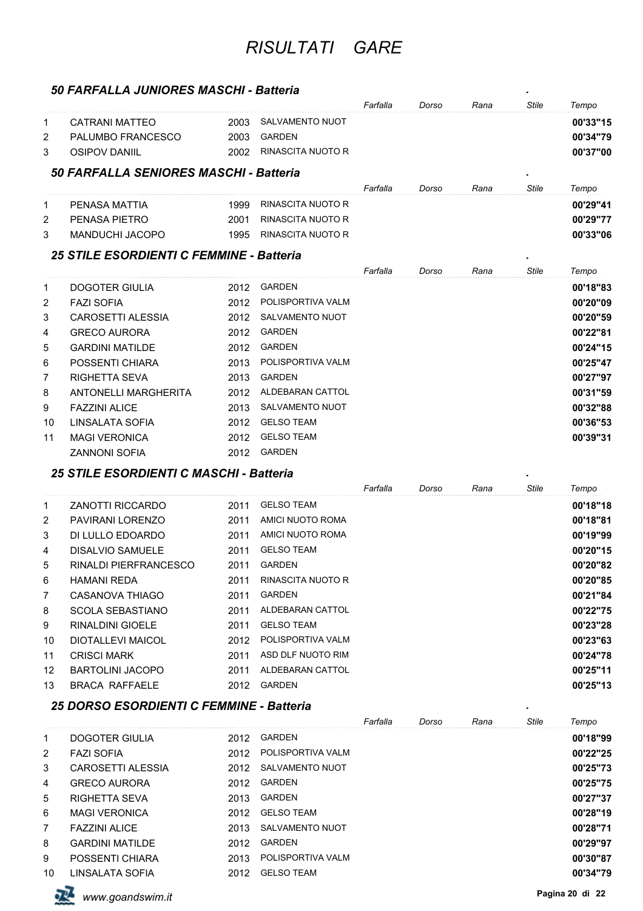# RISULTATI GARE

## 50 FARFALLA JUNIORES MASCHI - Batteria

| | | | | Farfalla | Dorso | Rana | Stile | Tempo |
|---|---|---|---|---|---|---|---|---|
| 1 | CATRANI MATTEO | 2003 | SALVAMENTO NUOT | | | | | **00'33"15** |
| 2 | PALUMBO FRANCESCO | 2003 | GARDEN | | | | | **00'34"79** |
| 3 | OSIPOV DANIIL | 2002 | RINASCITA NUOTO R | | | | | **00'37"00** |

## 50 FARFALLA SENIORES MASCHI - Batteria

| | | | | Farfalla | Dorso | Rana | Stile | Tempo |
|---|---|---|---|---|---|---|---|---|
| 1 | PENASA MATTIA | 1999 | RINASCITA NUOTO R | | | | | **00'29"41** |
| 2 | PENASA PIETRO | 2001 | RINASCITA NUOTO R | | | | | **00'29"77** |
| 3 | MANDUCHI JACOPO | 1995 | RINASCITA NUOTO R | | | | | **00'33"06** |

## 25 STILE ESORDIENTI C FEMMINE - Batteria

| | | | | Farfalla | Dorso | Rana | Stile | Tempo |
|---|---|---|---|---|---|---|---|---|
| 1 | DOGOTER GIULIA | 2012 | GARDEN | | | | | **00'18"83** |
| 2 | FAZI SOFIA | 2012 | POLISPORTIVA VALM | | | | | **00'20"09** |
| 3 | CAROSETTI ALESSIA | 2012 | SALVAMENTO NUOT | | | | | **00'20"59** |
| 4 | GRECO AURORA | 2012 | GARDEN | | | | | **00'22"81** |
| 5 | GARDINI MATILDE | 2012 | GARDEN | | | | | **00'24"15** |
| 6 | POSSENTI CHIARA | 2013 | POLISPORTIVA VALM | | | | | **00'25"47** |
| 7 | RIGHETTA SEVA | 2013 | GARDEN | | | | | **00'27"97** |
| 8 | ANTONELLI MARGHERITA | 2012 | ALDEBARAN CATTOL | | | | | **00'31"59** |
| 9 | FAZZINI ALICE | 2013 | SALVAMENTO NUOT | | | | | **00'32"88** |
| 10 | LINSALATA SOFIA | 2012 | GELSO TEAM | | | | | **00'36"53** |
| 11 | MAGI VERONICA | 2012 | GELSO TEAM | | | | | **00'39"31** |
| | ZANNONI SOFIA | 2012 | GARDEN | | | | | |

## 25 STILE ESORDIENTI C MASCHI - Batteria

| | | | | Farfalla | Dorso | Rana | Stile | Tempo |
|---|---|---|---|---|---|---|---|---|
| 1 | ZANOTTI RICCARDO | 2011 | GELSO TEAM | | | | | **00'18"18** |
| 2 | PAVIRANI LORENZO | 2011 | AMICI NUOTO ROMA | | | | | **00'18"81** |
| 3 | DI LULLO EDOARDO | 2011 | AMICI NUOTO ROMA | | | | | **00'19"99** |
| 4 | DISALVIO SAMUELE | 2011 | GELSO TEAM | | | | | **00'20"15** |
| 5 | RINALDI PIERFRANCESCO | 2011 | GARDEN | | | | | **00'20"82** |
| 6 | HAMANI REDA | 2011 | RINASCITA NUOTO R | | | | | **00'20"85** |
| 7 | CASANOVA THIAGO | 2011 | GARDEN | | | | | **00'21"84** |
| 8 | SCOLA SEBASTIANO | 2011 | ALDEBARAN CATTOL | | | | | **00'22"75** |
| 9 | RINALDINI GIOELE | 2011 | GELSO TEAM | | | | | **00'23"28** |
| 10 | DIOTALLEVI MAICOL | 2012 | POLISPORTIVA VALM | | | | | **00'23"63** |
| 11 | CRISCI MARK | 2011 | ASD DLF NUOTO RIM | | | | | **00'24"78** |
| 12 | BARTOLINI JACOPO | 2011 | ALDEBARAN CATTOL | | | | | **00'25"11** |
| 13 | BRACA RAFFAELE | 2012 | GARDEN | | | | | **00'25"13** |

## 25 DORSO ESORDIENTI C FEMMINE - Batteria

| | | | | Farfalla | Dorso | Rana | Stile | Tempo |
|---|---|---|---|---|---|---|---|---|
| 1 | DOGOTER GIULIA | 2012 | GARDEN | | | | | **00'18"99** |
| 2 | FAZI SOFIA | 2012 | POLISPORTIVA VALM | | | | | **00'22"25** |
| 3 | CAROSETTI ALESSIA | 2012 | SALVAMENTO NUOT | | | | | **00'25"73** |
| 4 | GRECO AURORA | 2012 | GARDEN | | | | | **00'25"75** |
| 5 | RIGHETTA SEVA | 2013 | GARDEN | | | | | **00'27"37** |
| 6 | MAGI VERONICA | 2012 | GELSO TEAM | | | | | **00'28"19** |
| 7 | FAZZINI ALICE | 2013 | SALVAMENTO NUOT | | | | | **00'28"71** |
| 8 | GARDINI MATILDE | 2012 | GARDEN | | | | | **00'29"97** |
| 9 | POSSENTI CHIARA | 2013 | POLISPORTIVA VALM | | | | | **00'30"87** |
| 10 | LINSALATA SOFIA | 2012 | GELSO TEAM | | | | | **00'34"79** |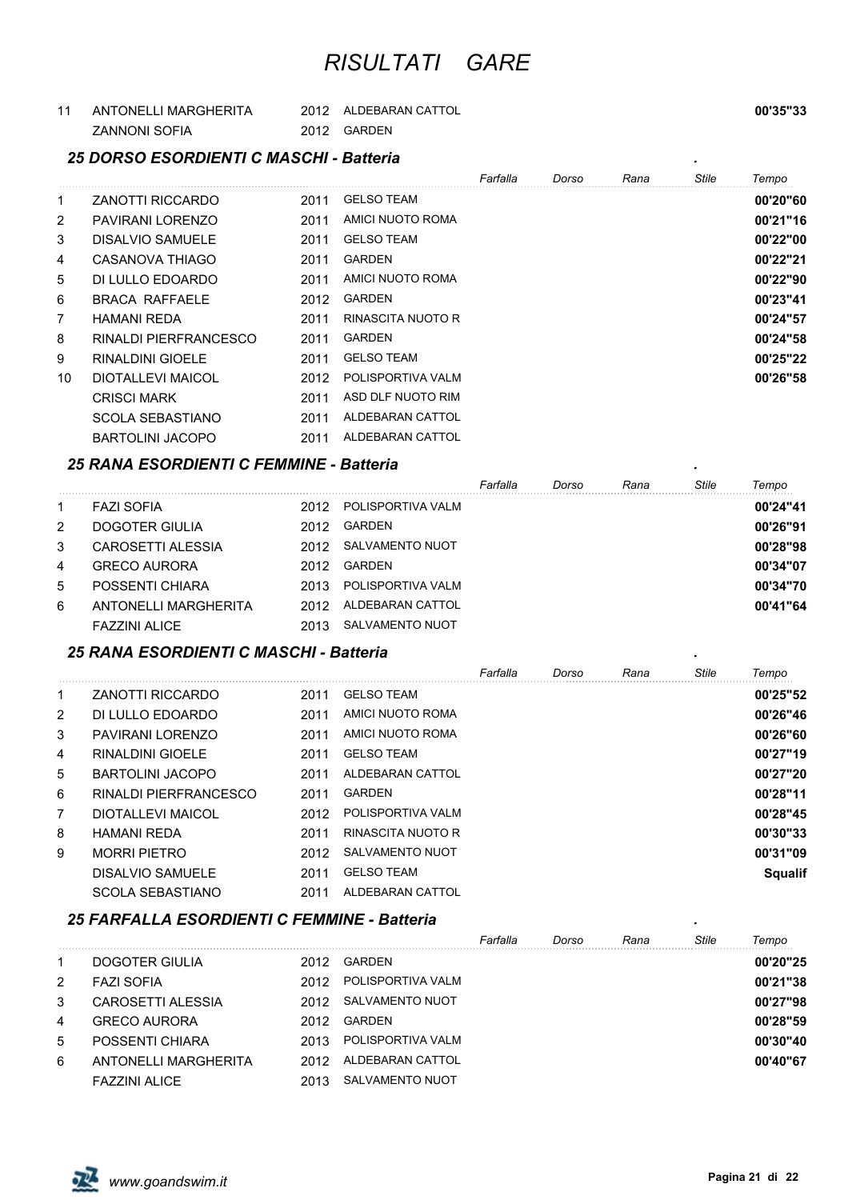# RISULTATI GARE

| | | | | | | | | |
|---|---|---|---|---|---|---|---|---|
| 11 | ANTONELLI MARGHERITA | 2012 | ALDEBARAN CATTOL | | | | | **00'35"33** |
| | ZANNONI SOFIA | 2012 | GARDEN | | | | | |

### *25 DORSO ESORDIENTI C MASCHI - Batteria*

| | | | | *Farfalla* | *Dorso* | *Rana* | *Stile* | *Tempo* |
|---|---|---|---|---|---|---|---|---|
| 1 | ZANOTTI RICCARDO | 2011 | GELSO TEAM | | | | | **00'20"60** |
| 2 | PAVIRANI LORENZO | 2011 | AMICI NUOTO ROMA | | | | | **00'21"16** |
| 3 | DISALVIO SAMUELE | 2011 | GELSO TEAM | | | | | **00'22"00** |
| 4 | CASANOVA THIAGO | 2011 | GARDEN | | | | | **00'22"21** |
| 5 | DI LULLO EDOARDO | 2011 | AMICI NUOTO ROMA | | | | | **00'22"90** |
| 6 | BRACA RAFFAELE | 2012 | GARDEN | | | | | **00'23"41** |
| 7 | HAMANI REDA | 2011 | RINASCITA NUOTO R | | | | | **00'24"57** |
| 8 | RINALDI PIERFRANCESCO | 2011 | GARDEN | | | | | **00'24"58** |
| 9 | RINALDINI GIOELE | 2011 | GELSO TEAM | | | | | **00'25"22** |
| 10 | DIOTALLEVI MAICOL | 2012 | POLISPORTIVA VALM | | | | | **00'26"58** |
| | CRISCI MARK | 2011 | ASD DLF NUOTO RIM | | | | | |
| | SCOLA SEBASTIANO | 2011 | ALDEBARAN CATTOL | | | | | |
| | BARTOLINI JACOPO | 2011 | ALDEBARAN CATTOL | | | | | |

### *25 RANA ESORDIENTI C FEMMINE - Batteria*

| | | | | *Farfalla* | *Dorso* | *Rana* | *Stile* | *Tempo* |
|---|---|---|---|---|---|---|---|---|
| 1 | FAZI SOFIA | 2012 | POLISPORTIVA VALM | | | | | **00'24"41** |
| 2 | DOGOTER GIULIA | 2012 | GARDEN | | | | | **00'26"91** |
| 3 | CAROSETTI ALESSIA | 2012 | SALVAMENTO NUOT | | | | | **00'28"98** |
| 4 | GRECO AURORA | 2012 | GARDEN | | | | | **00'34"07** |
| 5 | POSSENTI CHIARA | 2013 | POLISPORTIVA VALM | | | | | **00'34"70** |
| 6 | ANTONELLI MARGHERITA | 2012 | ALDEBARAN CATTOL | | | | | **00'41"64** |
| | FAZZINI ALICE | 2013 | SALVAMENTO NUOT | | | | | |

### *25 RANA ESORDIENTI C MASCHI - Batteria*

| | | | | *Farfalla* | *Dorso* | *Rana* | *Stile* | *Tempo* |
|---|---|---|---|---|---|---|---|---|
| 1 | ZANOTTI RICCARDO | 2011 | GELSO TEAM | | | | | **00'25"52** |
| 2 | DI LULLO EDOARDO | 2011 | AMICI NUOTO ROMA | | | | | **00'26"46** |
| 3 | PAVIRANI LORENZO | 2011 | AMICI NUOTO ROMA | | | | | **00'26"60** |
| 4 | RINALDINI GIOELE | 2011 | GELSO TEAM | | | | | **00'27"19** |
| 5 | BARTOLINI JACOPO | 2011 | ALDEBARAN CATTOL | | | | | **00'27"20** |
| 6 | RINALDI PIERFRANCESCO | 2011 | GARDEN | | | | | **00'28"11** |
| 7 | DIOTALLEVI MAICOL | 2012 | POLISPORTIVA VALM | | | | | **00'28"45** |
| 8 | HAMANI REDA | 2011 | RINASCITA NUOTO R | | | | | **00'30"33** |
| 9 | MORRI PIETRO | 2012 | SALVAMENTO NUOT | | | | | **00'31"09** |
| | DISALVIO SAMUELE | 2011 | GELSO TEAM | | | | | **Squalif** |
| | SCOLA SEBASTIANO | 2011 | ALDEBARAN CATTOL | | | | | |

### *25 FARFALLA ESORDIENTI C FEMMINE - Batteria*

| | | | | *Farfalla* | *Dorso* | *Rana* | *Stile* | *Tempo* |
|---|---|---|---|---|---|---|---|---|
| 1 | DOGOTER GIULIA | 2012 | GARDEN | | | | | **00'20"25** |
| 2 | FAZI SOFIA | 2012 | POLISPORTIVA VALM | | | | | **00'21"38** |
| 3 | CAROSETTI ALESSIA | 2012 | SALVAMENTO NUOT | | | | | **00'27"98** |
| 4 | GRECO AURORA | 2012 | GARDEN | | | | | **00'28"59** |
| 5 | POSSENTI CHIARA | 2013 | POLISPORTIVA VALM | | | | | **00'30"40** |
| 6 | ANTONELLI MARGHERITA | 2012 | ALDEBARAN CATTOL | | | | | **00'40"67** |
| | FAZZINI ALICE | 2013 | SALVAMENTO NUOT | | | | | |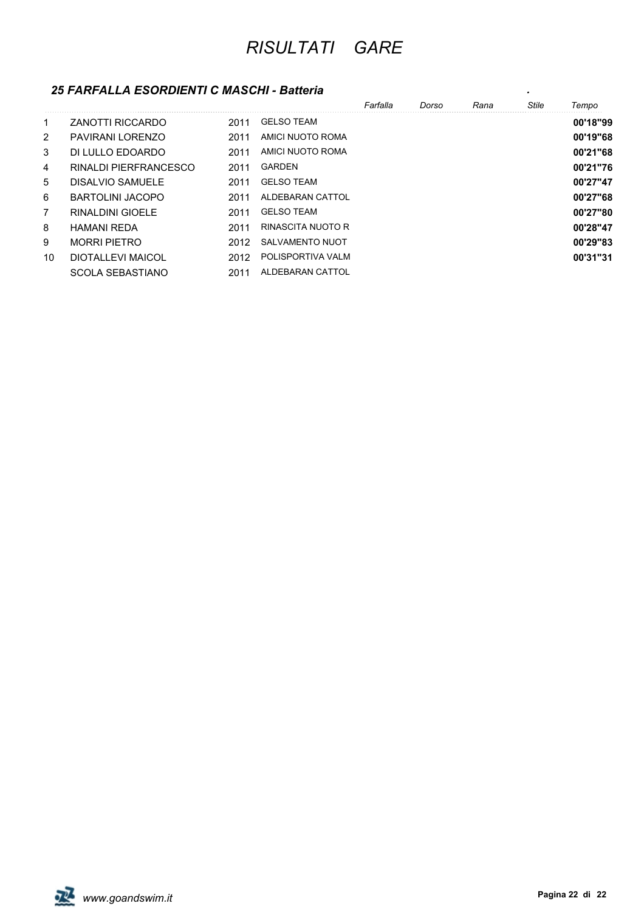# *RISULTATI GARE*

### *25 FARFALLA ESORDIENTI C MASCHI - Batteria*

| | | | | *Farfalla* | *Dorso* | *Rana* | *Stile* | *Tempo* |
|---|---|---|---|---|---|---|---|---|
| 1 | ZANOTTI RICCARDO | 2011 | GELSO TEAM | | | | | **00'18"99** |
| 2 | PAVIRANI LORENZO | 2011 | AMICI NUOTO ROMA | | | | | **00'19"68** |
| 3 | DI LULLO EDOARDO | 2011 | AMICI NUOTO ROMA | | | | | **00'21"68** |
| 4 | RINALDI PIERFRANCESCO | 2011 | GARDEN | | | | | **00'21"76** |
| 5 | DISALVIO SAMUELE | 2011 | GELSO TEAM | | | | | **00'27"47** |
| 6 | BARTOLINI JACOPO | 2011 | ALDEBARAN CATTOL | | | | | **00'27"68** |
| 7 | RINALDINI GIOELE | 2011 | GELSO TEAM | | | | | **00'27"80** |
| 8 | HAMANI REDA | 2011 | RINASCITA NUOTO R | | | | | **00'28"47** |
| 9 | MORRI PIETRO | 2012 | SALVAMENTO NUOT | | | | | **00'29"83** |
| 10 | DIOTALLEVI MAICOL | 2012 | POLISPORTIVA VALM | | | | | **00'31"31** |
| | SCOLA SEBASTIANO | 2011 | ALDEBARAN CATTOL | | | | | |